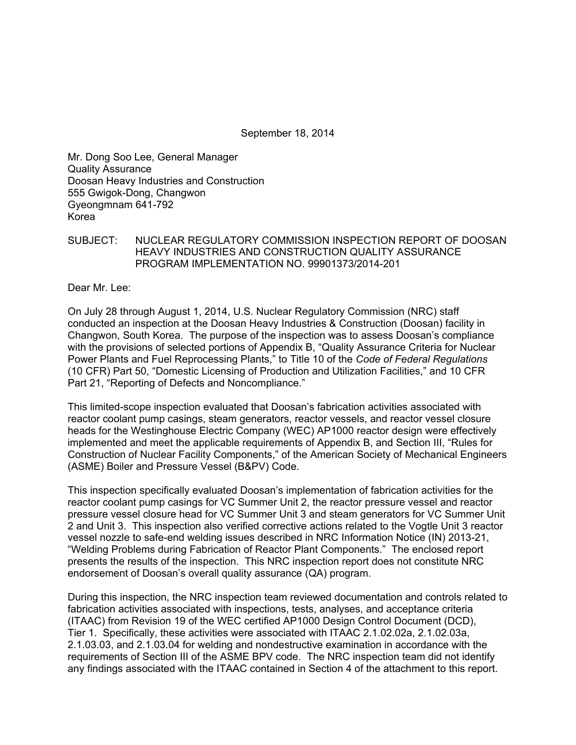September 18, 2014

Mr. Dong Soo Lee, General Manager
Quality Assurance
Doosan Heavy Industries and Construction
555 Gwigok-Dong, Changwon
Gyeongmnam 641-792
Korea

SUBJECT: NUCLEAR REGULATORY COMMISSION INSPECTION REPORT OF DOOSAN HEAVY INDUSTRIES AND CONSTRUCTION QUALITY ASSURANCE PROGRAM IMPLEMENTATION NO. 99901373/2014-201

Dear Mr. Lee:

On July 28 through August 1, 2014, U.S. Nuclear Regulatory Commission (NRC) staff conducted an inspection at the Doosan Heavy Industries & Construction (Doosan) facility in Changwon, South Korea. The purpose of the inspection was to assess Doosan's compliance with the provisions of selected portions of Appendix B, "Quality Assurance Criteria for Nuclear Power Plants and Fuel Reprocessing Plants," to Title 10 of the *Code of Federal Regulations* (10 CFR) Part 50, "Domestic Licensing of Production and Utilization Facilities," and 10 CFR Part 21, "Reporting of Defects and Noncompliance."

This limited-scope inspection evaluated that Doosan's fabrication activities associated with reactor coolant pump casings, steam generators, reactor vessels, and reactor vessel closure heads for the Westinghouse Electric Company (WEC) AP1000 reactor design were effectively implemented and meet the applicable requirements of Appendix B, and Section III, "Rules for Construction of Nuclear Facility Components," of the American Society of Mechanical Engineers (ASME) Boiler and Pressure Vessel (B&PV) Code.

This inspection specifically evaluated Doosan's implementation of fabrication activities for the reactor coolant pump casings for VC Summer Unit 2, the reactor pressure vessel and reactor pressure vessel closure head for VC Summer Unit 3 and steam generators for VC Summer Unit 2 and Unit 3. This inspection also verified corrective actions related to the Vogtle Unit 3 reactor vessel nozzle to safe-end welding issues described in NRC Information Notice (IN) 2013-21, "Welding Problems during Fabrication of Reactor Plant Components." The enclosed report presents the results of the inspection. This NRC inspection report does not constitute NRC endorsement of Doosan's overall quality assurance (QA) program.

During this inspection, the NRC inspection team reviewed documentation and controls related to fabrication activities associated with inspections, tests, analyses, and acceptance criteria (ITAAC) from Revision 19 of the WEC certified AP1000 Design Control Document (DCD), Tier 1. Specifically, these activities were associated with ITAAC 2.1.02.02a, 2.1.02.03a, 2.1.03.03, and 2.1.03.04 for welding and nondestructive examination in accordance with the requirements of Section III of the ASME BPV code. The NRC inspection team did not identify any findings associated with the ITAAC contained in Section 4 of the attachment to this report.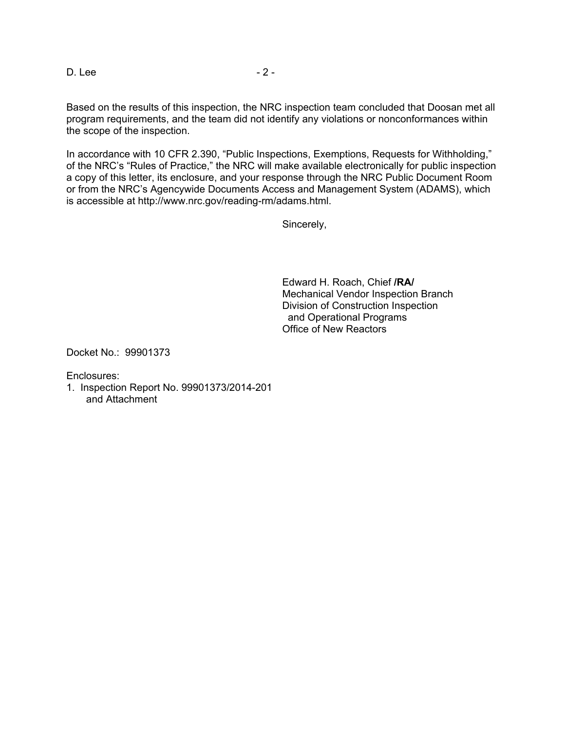Based on the results of this inspection, the NRC inspection team concluded that Doosan met all program requirements, and the team did not identify any violations or nonconformances within the scope of the inspection.

In accordance with 10 CFR 2.390, “Public Inspections, Exemptions, Requests for Withholding,” of the NRC’s “Rules of Practice,” the NRC will make available electronically for public inspection a copy of this letter, its enclosure, and your response through the NRC Public Document Room or from the NRC’s Agencywide Documents Access and Management System (ADAMS), which is accessible at http://www.nrc.gov/reading-rm/adams.html.

Sincerely,

Edward H. Roach, Chief **/RA/**
Mechanical Vendor Inspection Branch
Division of Construction Inspection
and Operational Programs
Office of New Reactors

Docket No.: 99901373

Enclosures:

1. Inspection Report No. 99901373/2014-201 and Attachment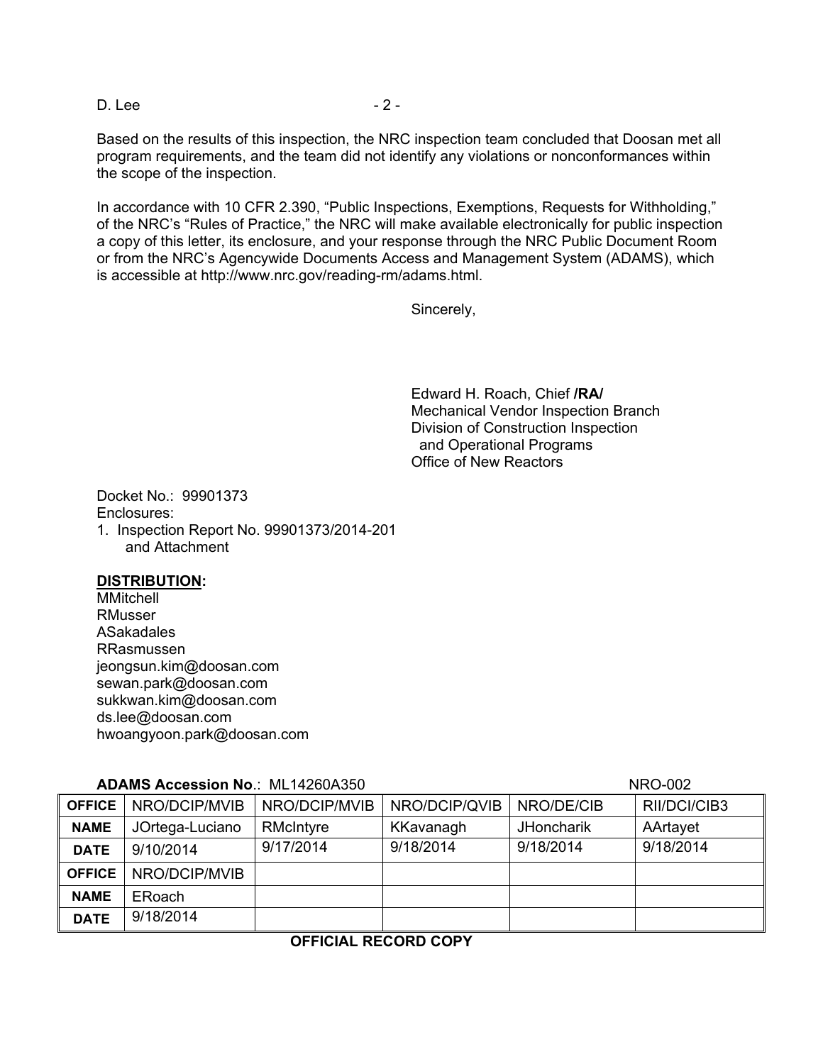Based on the results of this inspection, the NRC inspection team concluded that Doosan met all program requirements, and the team did not identify any violations or nonconformances within the scope of the inspection.

In accordance with 10 CFR 2.390, "Public Inspections, Exemptions, Requests for Withholding," of the NRC's "Rules of Practice," the NRC will make available electronically for public inspection a copy of this letter, its enclosure, and your response through the NRC Public Document Room or from the NRC's Agencywide Documents Access and Management System (ADAMS), which is accessible at http://www.nrc.gov/reading-rm/adams.html.

Sincerely,

Edward H. Roach, Chief **/RA/**
Mechanical Vendor Inspection Branch
Division of Construction Inspection
and Operational Programs
Office of New Reactors

Docket No.: 99901373
Enclosures:
1. Inspection Report No. 99901373/2014-201
   and Attachment

**DISTRIBUTION:**
MMitchell
RMusser
ASakadales
RRasmussen
jeongsun.kim@doosan.com
sewan.park@doosan.com
sukkwan.kim@doosan.com
ds.lee@doosan.com
hwoangyoon.park@doosan.com

**ADAMS Accession No**.: ML14260A350 NRO-002

| **OFFICE** | NRO/DCIP/MVIB | NRO/DCIP/MVIB | NRO/DCIP/QVIB | NRO/DE/CIB | RII/DCI/CIB3 |
|---|---|---|---|---|---|
| **NAME** | JOrtega-Luciano | RMcIntyre | KKavanagh | JHoncharik | AArtayet |
| **DATE** | 9/10/2014 | 9/17/2014 | 9/18/2014 | 9/18/2014 | 9/18/2014 |
| **OFFICE** | NRO/DCIP/MVIB | | | | |
| **NAME** | ERoach | | | | |
| **DATE** | 9/18/2014 | | | | |

**OFFICIAL RECORD COPY**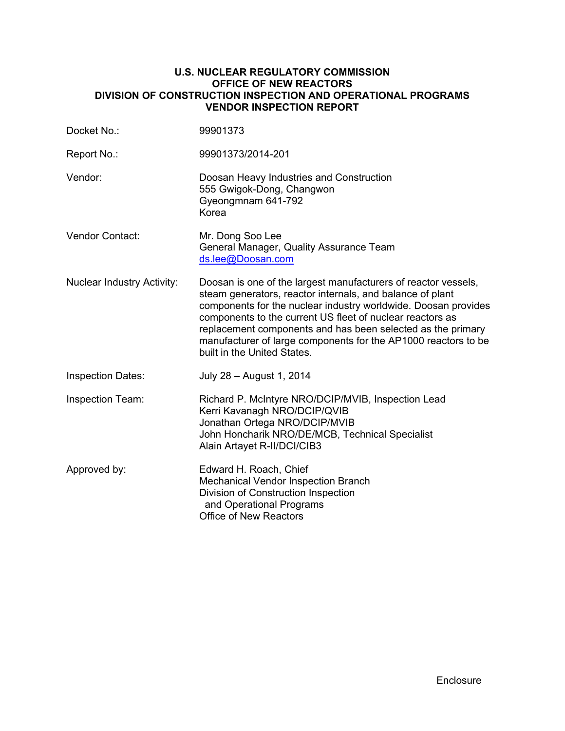**U.S. NUCLEAR REGULATORY COMMISSION**
**OFFICE OF NEW REACTORS**
**DIVISION OF CONSTRUCTION INSPECTION AND OPERATIONAL PROGRAMS**
**VENDOR INSPECTION REPORT**

| | |
|---|---|
| Docket No.: | 99901373 |
| Report No.: | 99901373/2014-201 |
| Vendor: | Doosan Heavy Industries and Construction<br>555 Gwigok-Dong, Changwon<br>Gyeongmnam 641-792<br>Korea |
| Vendor Contact: | Mr. Dong Soo Lee<br>General Manager, Quality Assurance Team<br>ds.lee@Doosan.com |
| Nuclear Industry Activity: | Doosan is one of the largest manufacturers of reactor vessels, steam generators, reactor internals, and balance of plant components for the nuclear industry worldwide. Doosan provides components to the current US fleet of nuclear reactors as replacement components and has been selected as the primary manufacturer of large components for the AP1000 reactors to be built in the United States. |
| Inspection Dates: | July 28 – August 1, 2014 |
| Inspection Team: | Richard P. McIntyre NRO/DCIP/MVIB, Inspection Lead<br>Kerri Kavanagh NRO/DCIP/QVIB<br>Jonathan Ortega NRO/DCIP/MVIB<br>John Honcharik NRO/DE/MCB, Technical Specialist<br>Alain Artayet R-II/DCI/CIB3 |
| Approved by: | Edward H. Roach, Chief<br>Mechanical Vendor Inspection Branch<br>Division of Construction Inspection and Operational Programs<br>Office of New Reactors |

Enclosure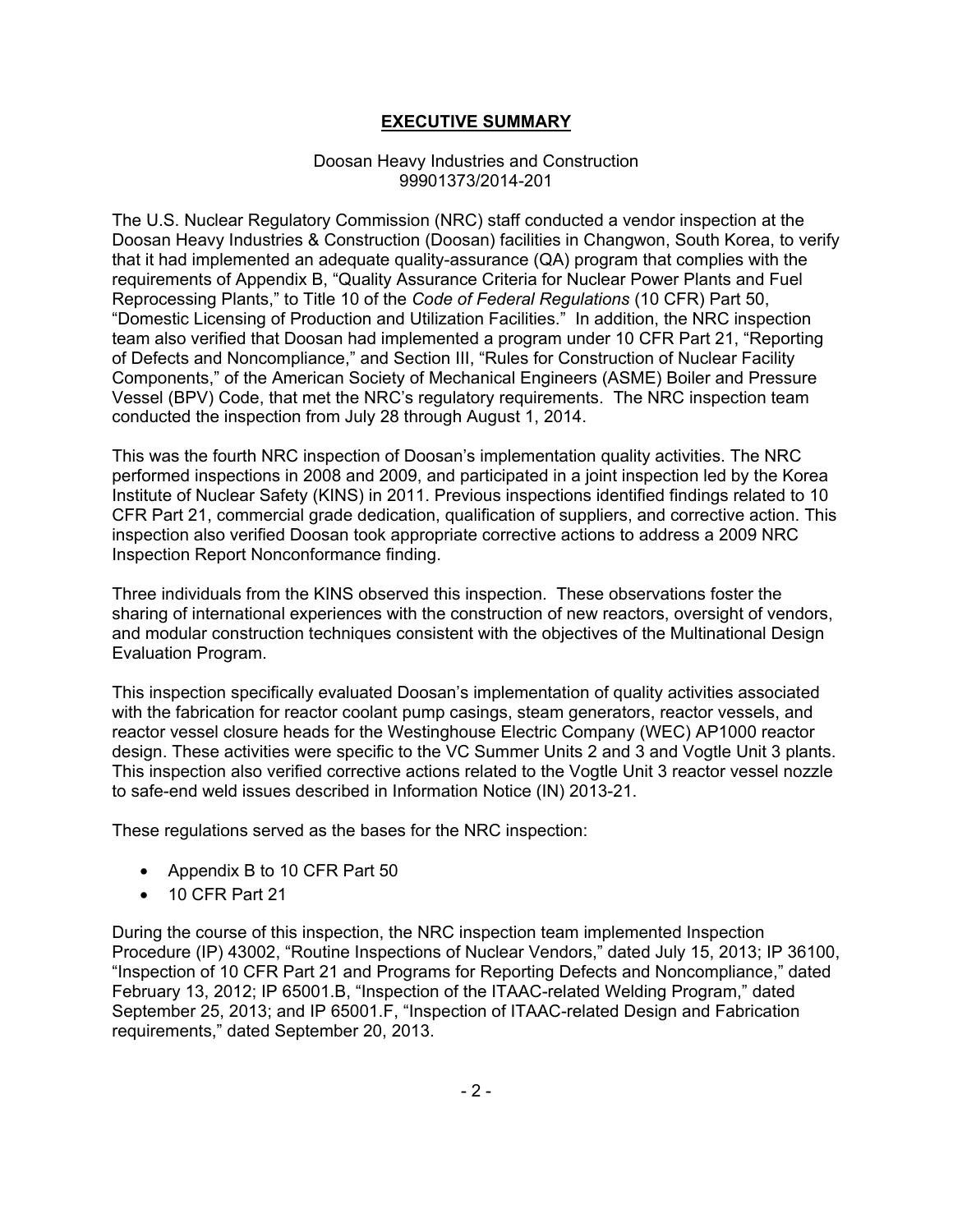# EXECUTIVE SUMMARY

Doosan Heavy Industries and Construction
99901373/2014-201

The U.S. Nuclear Regulatory Commission (NRC) staff conducted a vendor inspection at the Doosan Heavy Industries & Construction (Doosan) facilities in Changwon, South Korea, to verify that it had implemented an adequate quality-assurance (QA) program that complies with the requirements of Appendix B, "Quality Assurance Criteria for Nuclear Power Plants and Fuel Reprocessing Plants," to Title 10 of the *Code of Federal Regulations* (10 CFR) Part 50, "Domestic Licensing of Production and Utilization Facilities." In addition, the NRC inspection team also verified that Doosan had implemented a program under 10 CFR Part 21, "Reporting of Defects and Noncompliance," and Section III, "Rules for Construction of Nuclear Facility Components," of the American Society of Mechanical Engineers (ASME) Boiler and Pressure Vessel (BPV) Code, that met the NRC's regulatory requirements. The NRC inspection team conducted the inspection from July 28 through August 1, 2014.

This was the fourth NRC inspection of Doosan's implementation quality activities. The NRC performed inspections in 2008 and 2009, and participated in a joint inspection led by the Korea Institute of Nuclear Safety (KINS) in 2011. Previous inspections identified findings related to 10 CFR Part 21, commercial grade dedication, qualification of suppliers, and corrective action. This inspection also verified Doosan took appropriate corrective actions to address a 2009 NRC Inspection Report Nonconformance finding.

Three individuals from the KINS observed this inspection. These observations foster the sharing of international experiences with the construction of new reactors, oversight of vendors, and modular construction techniques consistent with the objectives of the Multinational Design Evaluation Program.

This inspection specifically evaluated Doosan's implementation of quality activities associated with the fabrication for reactor coolant pump casings, steam generators, reactor vessels, and reactor vessel closure heads for the Westinghouse Electric Company (WEC) AP1000 reactor design. These activities were specific to the VC Summer Units 2 and 3 and Vogtle Unit 3 plants. This inspection also verified corrective actions related to the Vogtle Unit 3 reactor vessel nozzle to safe-end weld issues described in Information Notice (IN) 2013-21.

These regulations served as the bases for the NRC inspection:

- Appendix B to 10 CFR Part 50
- 10 CFR Part 21

During the course of this inspection, the NRC inspection team implemented Inspection Procedure (IP) 43002, "Routine Inspections of Nuclear Vendors," dated July 15, 2013; IP 36100, "Inspection of 10 CFR Part 21 and Programs for Reporting Defects and Noncompliance," dated February 13, 2012; IP 65001.B, "Inspection of the ITAAC-related Welding Program," dated September 25, 2013; and IP 65001.F, "Inspection of ITAAC-related Design and Fabrication requirements," dated September 20, 2013.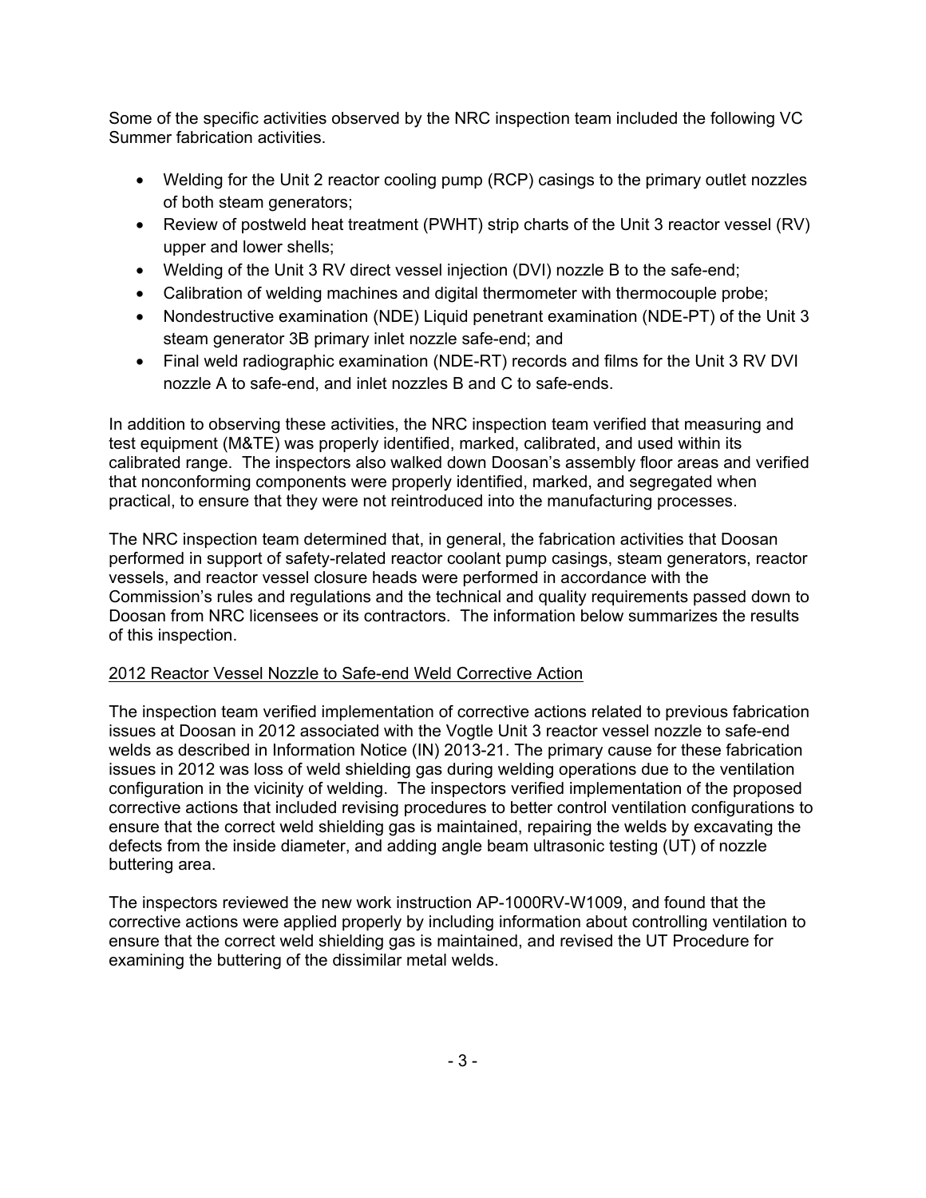Some of the specific activities observed by the NRC inspection team included the following VC Summer fabrication activities.

- Welding for the Unit 2 reactor cooling pump (RCP) casings to the primary outlet nozzles of both steam generators;
- Review of postweld heat treatment (PWHT) strip charts of the Unit 3 reactor vessel (RV) upper and lower shells;
- Welding of the Unit 3 RV direct vessel injection (DVI) nozzle B to the safe-end;
- Calibration of welding machines and digital thermometer with thermocouple probe;
- Nondestructive examination (NDE) Liquid penetrant examination (NDE-PT) of the Unit 3 steam generator 3B primary inlet nozzle safe-end; and
- Final weld radiographic examination (NDE-RT) records and films for the Unit 3 RV DVI nozzle A to safe-end, and inlet nozzles B and C to safe-ends.

In addition to observing these activities, the NRC inspection team verified that measuring and test equipment (M&TE) was properly identified, marked, calibrated, and used within its calibrated range. The inspectors also walked down Doosan's assembly floor areas and verified that nonconforming components were properly identified, marked, and segregated when practical, to ensure that they were not reintroduced into the manufacturing processes.

The NRC inspection team determined that, in general, the fabrication activities that Doosan performed in support of safety-related reactor coolant pump casings, steam generators, reactor vessels, and reactor vessel closure heads were performed in accordance with the Commission's rules and regulations and the technical and quality requirements passed down to Doosan from NRC licensees or its contractors. The information below summarizes the results of this inspection.

2012 Reactor Vessel Nozzle to Safe-end Weld Corrective Action

The inspection team verified implementation of corrective actions related to previous fabrication issues at Doosan in 2012 associated with the Vogtle Unit 3 reactor vessel nozzle to safe-end welds as described in Information Notice (IN) 2013-21. The primary cause for these fabrication issues in 2012 was loss of weld shielding gas during welding operations due to the ventilation configuration in the vicinity of welding. The inspectors verified implementation of the proposed corrective actions that included revising procedures to better control ventilation configurations to ensure that the correct weld shielding gas is maintained, repairing the welds by excavating the defects from the inside diameter, and adding angle beam ultrasonic testing (UT) of nozzle buttering area.

The inspectors reviewed the new work instruction AP-1000RV-W1009, and found that the corrective actions were applied properly by including information about controlling ventilation to ensure that the correct weld shielding gas is maintained, and revised the UT Procedure for examining the buttering of the dissimilar metal welds.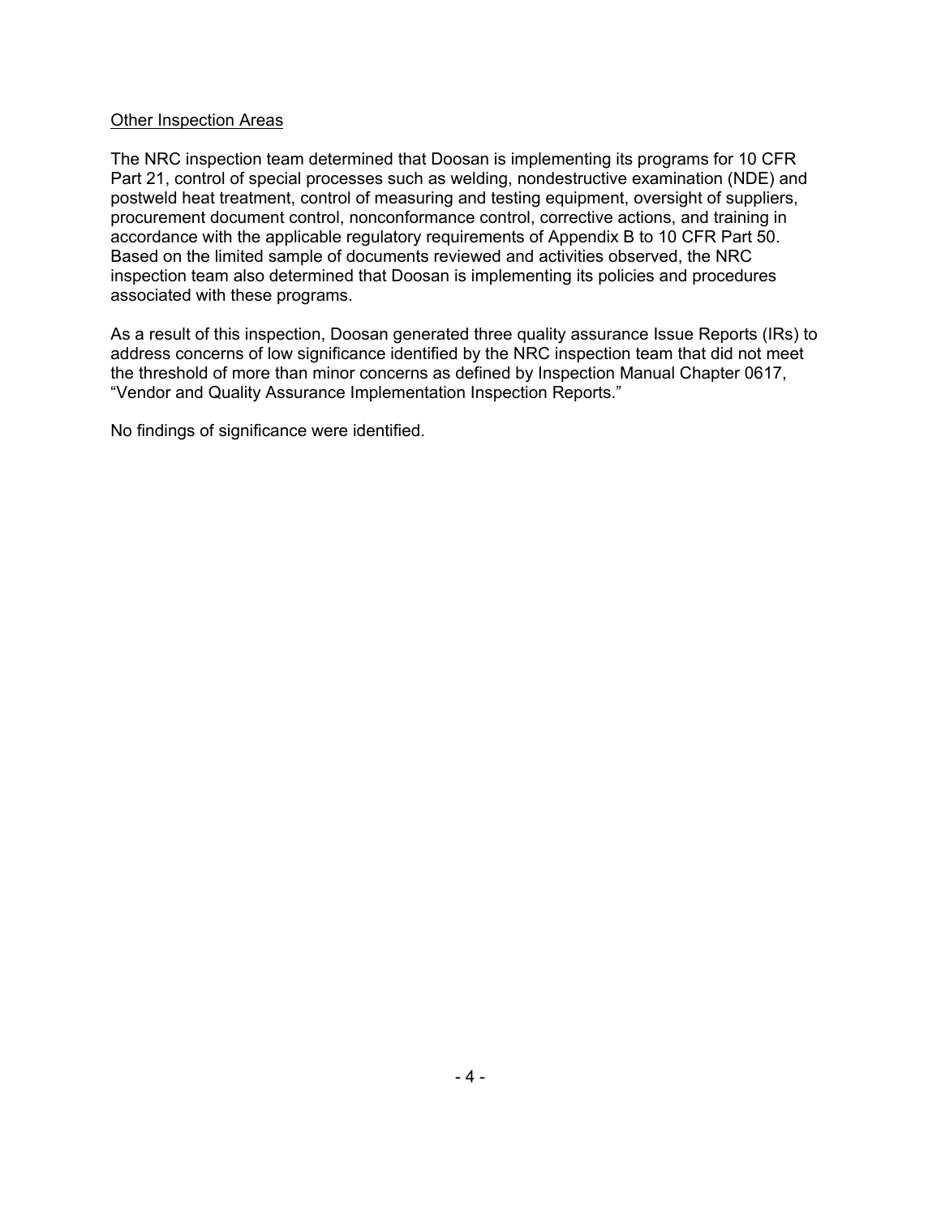Other Inspection Areas

The NRC inspection team determined that Doosan is implementing its programs for 10 CFR Part 21, control of special processes such as welding, nondestructive examination (NDE) and postweld heat treatment, control of measuring and testing equipment, oversight of suppliers, procurement document control, nonconformance control, corrective actions, and training in accordance with the applicable regulatory requirements of Appendix B to 10 CFR Part 50. Based on the limited sample of documents reviewed and activities observed, the NRC inspection team also determined that Doosan is implementing its policies and procedures associated with these programs.

As a result of this inspection, Doosan generated three quality assurance Issue Reports (IRs) to address concerns of low significance identified by the NRC inspection team that did not meet the threshold of more than minor concerns as defined by Inspection Manual Chapter 0617, "Vendor and Quality Assurance Implementation Inspection Reports."

No findings of significance were identified.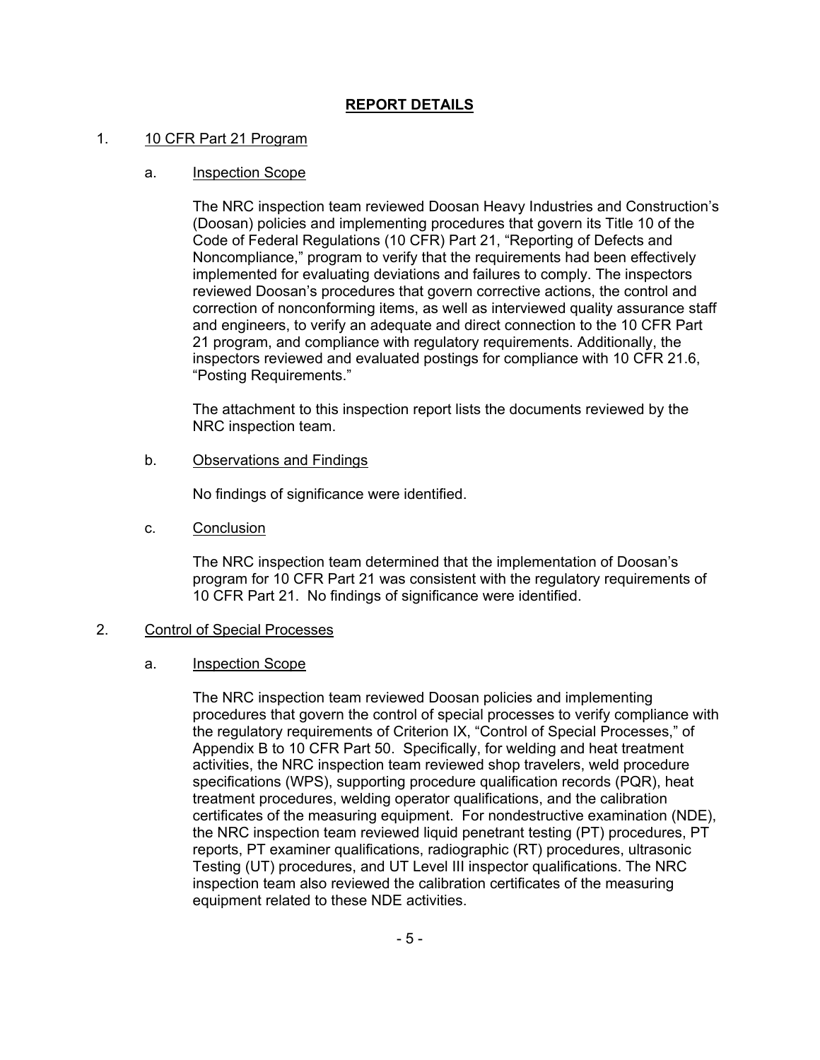# REPORT DETAILS

1. 10 CFR Part 21 Program

   a. Inspection Scope

      The NRC inspection team reviewed Doosan Heavy Industries and Construction's (Doosan) policies and implementing procedures that govern its Title 10 of the Code of Federal Regulations (10 CFR) Part 21, "Reporting of Defects and Noncompliance," program to verify that the requirements had been effectively implemented for evaluating deviations and failures to comply. The inspectors reviewed Doosan's procedures that govern corrective actions, the control and correction of nonconforming items, as well as interviewed quality assurance staff and engineers, to verify an adequate and direct connection to the 10 CFR Part 21 program, and compliance with regulatory requirements. Additionally, the inspectors reviewed and evaluated postings for compliance with 10 CFR 21.6, "Posting Requirements."

      The attachment to this inspection report lists the documents reviewed by the NRC inspection team.

   b. Observations and Findings

      No findings of significance were identified.

   c. Conclusion

      The NRC inspection team determined that the implementation of Doosan's program for 10 CFR Part 21 was consistent with the regulatory requirements of 10 CFR Part 21. No findings of significance were identified.

2. Control of Special Processes

   a. Inspection Scope

      The NRC inspection team reviewed Doosan policies and implementing procedures that govern the control of special processes to verify compliance with the regulatory requirements of Criterion IX, "Control of Special Processes," of Appendix B to 10 CFR Part 50. Specifically, for welding and heat treatment activities, the NRC inspection team reviewed shop travelers, weld procedure specifications (WPS), supporting procedure qualification records (PQR), heat treatment procedures, welding operator qualifications, and the calibration certificates of the measuring equipment. For nondestructive examination (NDE), the NRC inspection team reviewed liquid penetrant testing (PT) procedures, PT reports, PT examiner qualifications, radiographic (RT) procedures, ultrasonic Testing (UT) procedures, and UT Level III inspector qualifications. The NRC inspection team also reviewed the calibration certificates of the measuring equipment related to these NDE activities.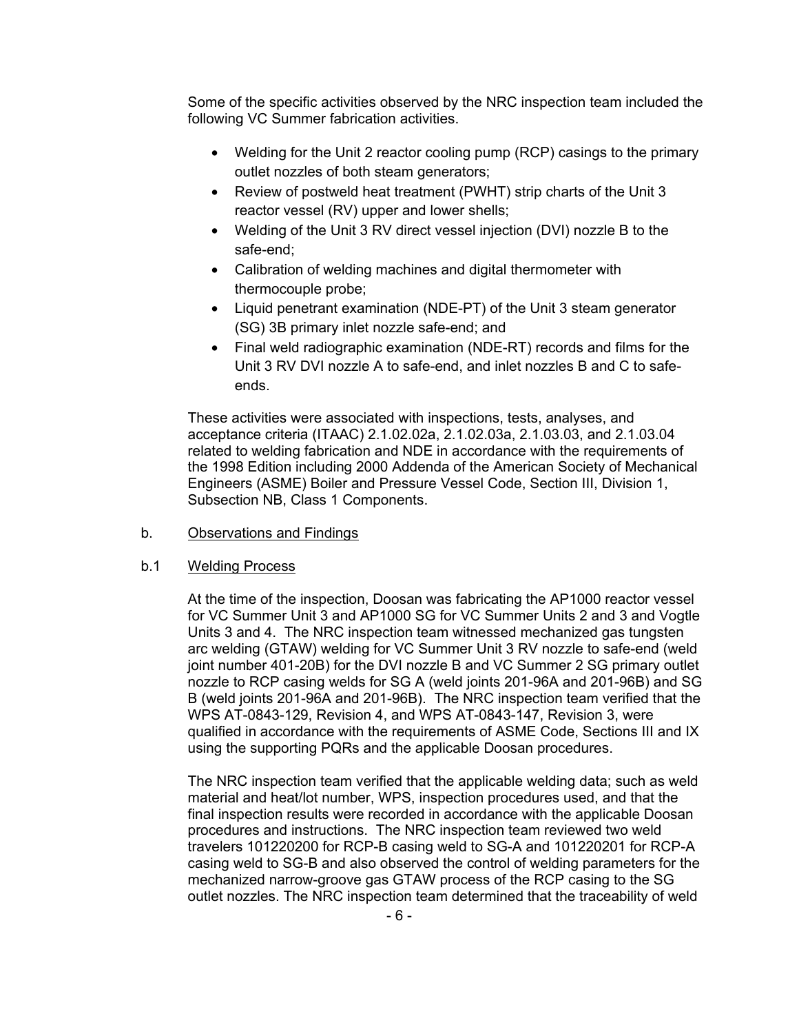Some of the specific activities observed by the NRC inspection team included the following VC Summer fabrication activities.

- Welding for the Unit 2 reactor cooling pump (RCP) casings to the primary outlet nozzles of both steam generators;
- Review of postweld heat treatment (PWHT) strip charts of the Unit 3 reactor vessel (RV) upper and lower shells;
- Welding of the Unit 3 RV direct vessel injection (DVI) nozzle B to the safe-end;
- Calibration of welding machines and digital thermometer with thermocouple probe;
- Liquid penetrant examination (NDE-PT) of the Unit 3 steam generator (SG) 3B primary inlet nozzle safe-end; and
- Final weld radiographic examination (NDE-RT) records and films for the Unit 3 RV DVI nozzle A to safe-end, and inlet nozzles B and C to safe-ends.

These activities were associated with inspections, tests, analyses, and acceptance criteria (ITAAC) 2.1.02.02a, 2.1.02.03a, 2.1.03.03, and 2.1.03.04 related to welding fabrication and NDE in accordance with the requirements of the 1998 Edition including 2000 Addenda of the American Society of Mechanical Engineers (ASME) Boiler and Pressure Vessel Code, Section III, Division 1, Subsection NB, Class 1 Components.

b. Observations and Findings

b.1 Welding Process

At the time of the inspection, Doosan was fabricating the AP1000 reactor vessel for VC Summer Unit 3 and AP1000 SG for VC Summer Units 2 and 3 and Vogtle Units 3 and 4. The NRC inspection team witnessed mechanized gas tungsten arc welding (GTAW) welding for VC Summer Unit 3 RV nozzle to safe-end (weld joint number 401-20B) for the DVI nozzle B and VC Summer 2 SG primary outlet nozzle to RCP casing welds for SG A (weld joints 201-96A and 201-96B) and SG B (weld joints 201-96A and 201-96B). The NRC inspection team verified that the WPS AT-0843-129, Revision 4, and WPS AT-0843-147, Revision 3, were qualified in accordance with the requirements of ASME Code, Sections III and IX using the supporting PQRs and the applicable Doosan procedures.

The NRC inspection team verified that the applicable welding data; such as weld material and heat/lot number, WPS, inspection procedures used, and that the final inspection results were recorded in accordance with the applicable Doosan procedures and instructions. The NRC inspection team reviewed two weld travelers 101220200 for RCP-B casing weld to SG-A and 101220201 for RCP-A casing weld to SG-B and also observed the control of welding parameters for the mechanized narrow-groove gas GTAW process of the RCP casing to the SG outlet nozzles. The NRC inspection team determined that the traceability of weld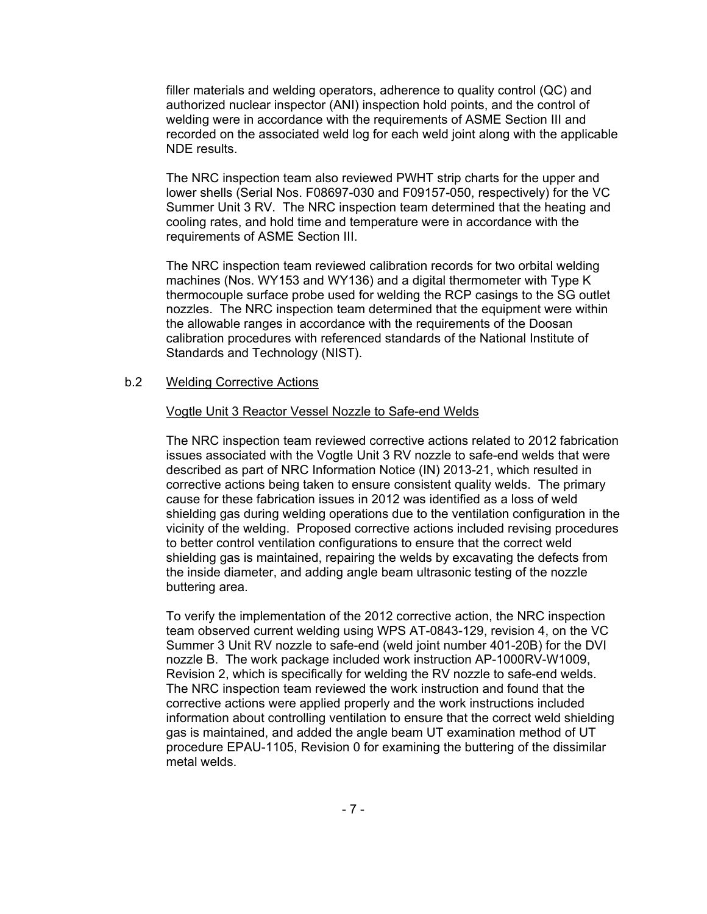filler materials and welding operators, adherence to quality control (QC) and authorized nuclear inspector (ANI) inspection hold points, and the control of welding were in accordance with the requirements of ASME Section III and recorded on the associated weld log for each weld joint along with the applicable NDE results.

The NRC inspection team also reviewed PWHT strip charts for the upper and lower shells (Serial Nos. F08697-030 and F09157-050, respectively) for the VC Summer Unit 3 RV. The NRC inspection team determined that the heating and cooling rates, and hold time and temperature were in accordance with the requirements of ASME Section III.

The NRC inspection team reviewed calibration records for two orbital welding machines (Nos. WY153 and WY136) and a digital thermometer with Type K thermocouple surface probe used for welding the RCP casings to the SG outlet nozzles. The NRC inspection team determined that the equipment were within the allowable ranges in accordance with the requirements of the Doosan calibration procedures with referenced standards of the National Institute of Standards and Technology (NIST).

b.2 Welding Corrective Actions

Vogtle Unit 3 Reactor Vessel Nozzle to Safe-end Welds

The NRC inspection team reviewed corrective actions related to 2012 fabrication issues associated with the Vogtle Unit 3 RV nozzle to safe-end welds that were described as part of NRC Information Notice (IN) 2013-21, which resulted in corrective actions being taken to ensure consistent quality welds. The primary cause for these fabrication issues in 2012 was identified as a loss of weld shielding gas during welding operations due to the ventilation configuration in the vicinity of the welding. Proposed corrective actions included revising procedures to better control ventilation configurations to ensure that the correct weld shielding gas is maintained, repairing the welds by excavating the defects from the inside diameter, and adding angle beam ultrasonic testing of the nozzle buttering area.

To verify the implementation of the 2012 corrective action, the NRC inspection team observed current welding using WPS AT-0843-129, revision 4, on the VC Summer 3 Unit RV nozzle to safe-end (weld joint number 401-20B) for the DVI nozzle B. The work package included work instruction AP-1000RV-W1009, Revision 2, which is specifically for welding the RV nozzle to safe-end welds. The NRC inspection team reviewed the work instruction and found that the corrective actions were applied properly and the work instructions included information about controlling ventilation to ensure that the correct weld shielding gas is maintained, and added the angle beam UT examination method of UT procedure EPAU-1105, Revision 0 for examining the buttering of the dissimilar metal welds.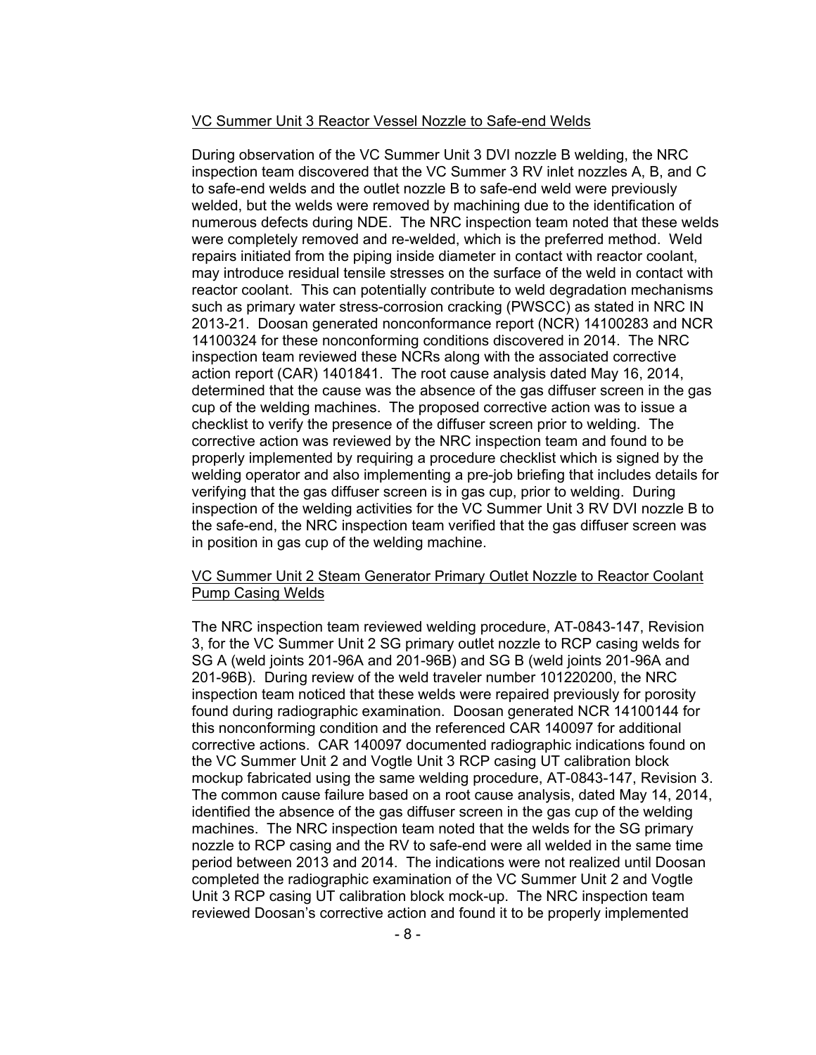VC Summer Unit 3 Reactor Vessel Nozzle to Safe-end Welds

During observation of the VC Summer Unit 3 DVI nozzle B welding, the NRC inspection team discovered that the VC Summer 3 RV inlet nozzles A, B, and C to safe-end welds and the outlet nozzle B to safe-end weld were previously welded, but the welds were removed by machining due to the identification of numerous defects during NDE. The NRC inspection team noted that these welds were completely removed and re-welded, which is the preferred method. Weld repairs initiated from the piping inside diameter in contact with reactor coolant, may introduce residual tensile stresses on the surface of the weld in contact with reactor coolant. This can potentially contribute to weld degradation mechanisms such as primary water stress-corrosion cracking (PWSCC) as stated in NRC IN 2013-21. Doosan generated nonconformance report (NCR) 14100283 and NCR 14100324 for these nonconforming conditions discovered in 2014. The NRC inspection team reviewed these NCRs along with the associated corrective action report (CAR) 1401841. The root cause analysis dated May 16, 2014, determined that the cause was the absence of the gas diffuser screen in the gas cup of the welding machines. The proposed corrective action was to issue a checklist to verify the presence of the diffuser screen prior to welding. The corrective action was reviewed by the NRC inspection team and found to be properly implemented by requiring a procedure checklist which is signed by the welding operator and also implementing a pre-job briefing that includes details for verifying that the gas diffuser screen is in gas cup, prior to welding. During inspection of the welding activities for the VC Summer Unit 3 RV DVI nozzle B to the safe-end, the NRC inspection team verified that the gas diffuser screen was in position in gas cup of the welding machine.

VC Summer Unit 2 Steam Generator Primary Outlet Nozzle to Reactor Coolant Pump Casing Welds

The NRC inspection team reviewed welding procedure, AT-0843-147, Revision 3, for the VC Summer Unit 2 SG primary outlet nozzle to RCP casing welds for SG A (weld joints 201-96A and 201-96B) and SG B (weld joints 201-96A and 201-96B). During review of the weld traveler number 101220200, the NRC inspection team noticed that these welds were repaired previously for porosity found during radiographic examination. Doosan generated NCR 14100144 for this nonconforming condition and the referenced CAR 140097 for additional corrective actions. CAR 140097 documented radiographic indications found on the VC Summer Unit 2 and Vogtle Unit 3 RCP casing UT calibration block mockup fabricated using the same welding procedure, AT-0843-147, Revision 3. The common cause failure based on a root cause analysis, dated May 14, 2014, identified the absence of the gas diffuser screen in the gas cup of the welding machines. The NRC inspection team noted that the welds for the SG primary nozzle to RCP casing and the RV to safe-end were all welded in the same time period between 2013 and 2014. The indications were not realized until Doosan completed the radiographic examination of the VC Summer Unit 2 and Vogtle Unit 3 RCP casing UT calibration block mock-up. The NRC inspection team reviewed Doosan's corrective action and found it to be properly implemented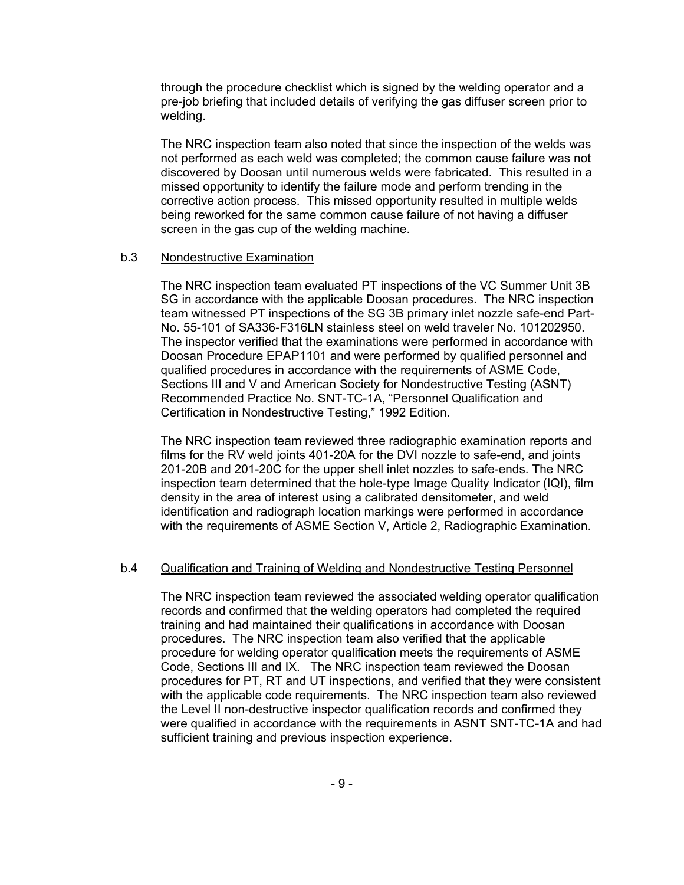through the procedure checklist which is signed by the welding operator and a pre-job briefing that included details of verifying the gas diffuser screen prior to welding.

The NRC inspection team also noted that since the inspection of the welds was not performed as each weld was completed; the common cause failure was not discovered by Doosan until numerous welds were fabricated. This resulted in a missed opportunity to identify the failure mode and perform trending in the corrective action process. This missed opportunity resulted in multiple welds being reworked for the same common cause failure of not having a diffuser screen in the gas cup of the welding machine.

b.3 Nondestructive Examination

The NRC inspection team evaluated PT inspections of the VC Summer Unit 3B SG in accordance with the applicable Doosan procedures. The NRC inspection team witnessed PT inspections of the SG 3B primary inlet nozzle safe-end Part-No. 55-101 of SA336-F316LN stainless steel on weld traveler No. 101202950. The inspector verified that the examinations were performed in accordance with Doosan Procedure EPAP1101 and were performed by qualified personnel and qualified procedures in accordance with the requirements of ASME Code, Sections III and V and American Society for Nondestructive Testing (ASNT) Recommended Practice No. SNT-TC-1A, "Personnel Qualification and Certification in Nondestructive Testing," 1992 Edition.

The NRC inspection team reviewed three radiographic examination reports and films for the RV weld joints 401-20A for the DVI nozzle to safe-end, and joints 201-20B and 201-20C for the upper shell inlet nozzles to safe-ends. The NRC inspection team determined that the hole-type Image Quality Indicator (IQI), film density in the area of interest using a calibrated densitometer, and weld identification and radiograph location markings were performed in accordance with the requirements of ASME Section V, Article 2, Radiographic Examination.

b.4 Qualification and Training of Welding and Nondestructive Testing Personnel

The NRC inspection team reviewed the associated welding operator qualification records and confirmed that the welding operators had completed the required training and had maintained their qualifications in accordance with Doosan procedures. The NRC inspection team also verified that the applicable procedure for welding operator qualification meets the requirements of ASME Code, Sections III and IX. The NRC inspection team reviewed the Doosan procedures for PT, RT and UT inspections, and verified that they were consistent with the applicable code requirements. The NRC inspection team also reviewed the Level II non-destructive inspector qualification records and confirmed they were qualified in accordance with the requirements in ASNT SNT-TC-1A and had sufficient training and previous inspection experience.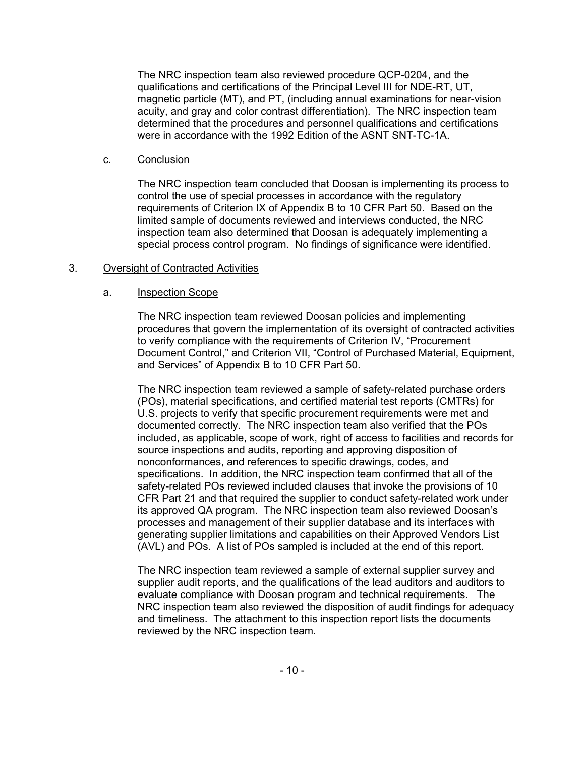The NRC inspection team also reviewed procedure QCP-0204, and the qualifications and certifications of the Principal Level III for NDE-RT, UT, magnetic particle (MT), and PT, (including annual examinations for near-vision acuity, and gray and color contrast differentiation). The NRC inspection team determined that the procedures and personnel qualifications and certifications were in accordance with the 1992 Edition of the ASNT SNT-TC-1A.

c. Conclusion

The NRC inspection team concluded that Doosan is implementing its process to control the use of special processes in accordance with the regulatory requirements of Criterion IX of Appendix B to 10 CFR Part 50. Based on the limited sample of documents reviewed and interviews conducted, the NRC inspection team also determined that Doosan is adequately implementing a special process control program. No findings of significance were identified.

## 3. Oversight of Contracted Activities

a. Inspection Scope

The NRC inspection team reviewed Doosan policies and implementing procedures that govern the implementation of its oversight of contracted activities to verify compliance with the requirements of Criterion IV, "Procurement Document Control," and Criterion VII, "Control of Purchased Material, Equipment, and Services" of Appendix B to 10 CFR Part 50.

The NRC inspection team reviewed a sample of safety-related purchase orders (POs), material specifications, and certified material test reports (CMTRs) for U.S. projects to verify that specific procurement requirements were met and documented correctly. The NRC inspection team also verified that the POs included, as applicable, scope of work, right of access to facilities and records for source inspections and audits, reporting and approving disposition of nonconformances, and references to specific drawings, codes, and specifications. In addition, the NRC inspection team confirmed that all of the safety-related POs reviewed included clauses that invoke the provisions of 10 CFR Part 21 and that required the supplier to conduct safety-related work under its approved QA program. The NRC inspection team also reviewed Doosan's processes and management of their supplier database and its interfaces with generating supplier limitations and capabilities on their Approved Vendors List (AVL) and POs. A list of POs sampled is included at the end of this report.

The NRC inspection team reviewed a sample of external supplier survey and supplier audit reports, and the qualifications of the lead auditors and auditors to evaluate compliance with Doosan program and technical requirements. The NRC inspection team also reviewed the disposition of audit findings for adequacy and timeliness. The attachment to this inspection report lists the documents reviewed by the NRC inspection team.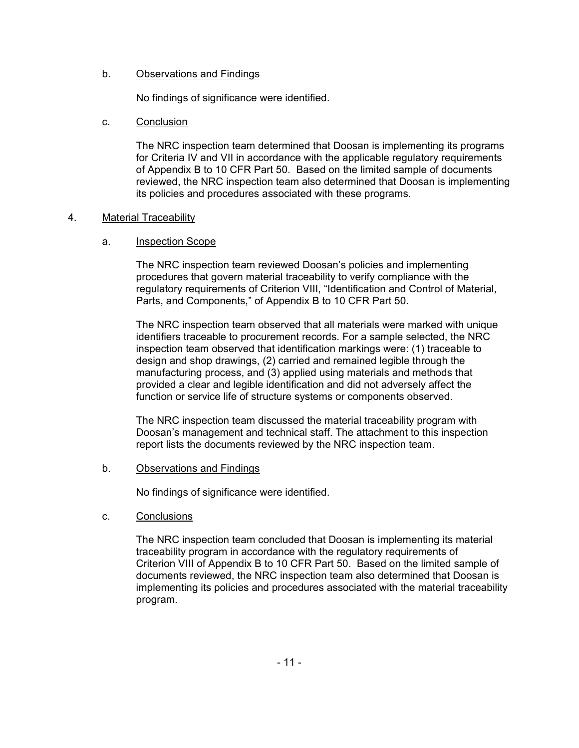b. Observations and Findings

No findings of significance were identified.

c. Conclusion

The NRC inspection team determined that Doosan is implementing its programs for Criteria IV and VII in accordance with the applicable regulatory requirements of Appendix B to 10 CFR Part 50. Based on the limited sample of documents reviewed, the NRC inspection team also determined that Doosan is implementing its policies and procedures associated with these programs.

## 4. Material Traceability

a. Inspection Scope

The NRC inspection team reviewed Doosan's policies and implementing procedures that govern material traceability to verify compliance with the regulatory requirements of Criterion VIII, "Identification and Control of Material, Parts, and Components," of Appendix B to 10 CFR Part 50.

The NRC inspection team observed that all materials were marked with unique identifiers traceable to procurement records. For a sample selected, the NRC inspection team observed that identification markings were: (1) traceable to design and shop drawings, (2) carried and remained legible through the manufacturing process, and (3) applied using materials and methods that provided a clear and legible identification and did not adversely affect the function or service life of structure systems or components observed.

The NRC inspection team discussed the material traceability program with Doosan's management and technical staff. The attachment to this inspection report lists the documents reviewed by the NRC inspection team.

b. Observations and Findings

No findings of significance were identified.

c. Conclusions

The NRC inspection team concluded that Doosan is implementing its material traceability program in accordance with the regulatory requirements of Criterion VIII of Appendix B to 10 CFR Part 50. Based on the limited sample of documents reviewed, the NRC inspection team also determined that Doosan is implementing its policies and procedures associated with the material traceability program.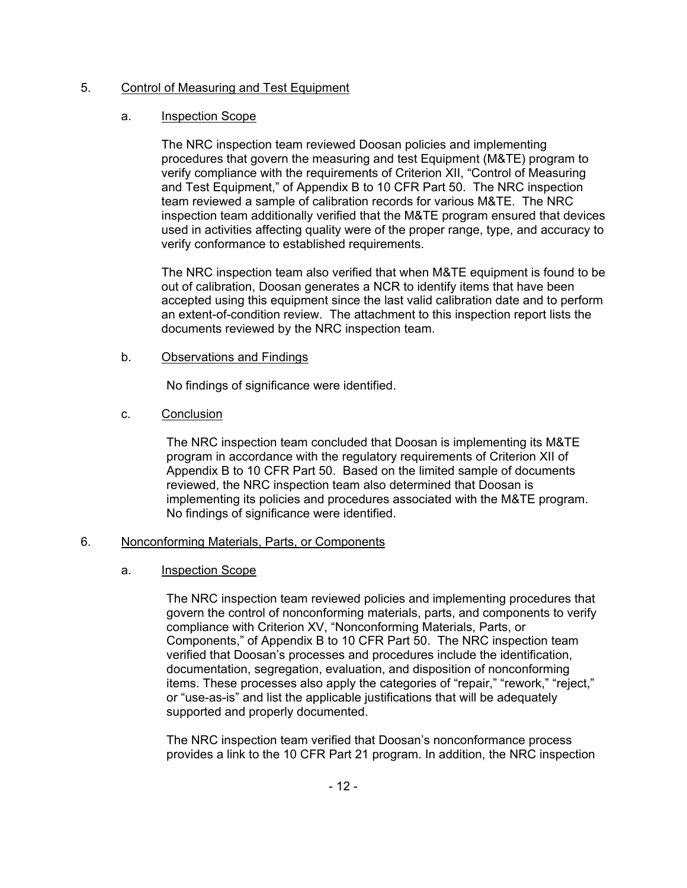## 5. Control of Measuring and Test Equipment

### a. Inspection Scope

The NRC inspection team reviewed Doosan policies and implementing procedures that govern the measuring and test Equipment (M&TE) program to verify compliance with the requirements of Criterion XII, "Control of Measuring and Test Equipment," of Appendix B to 10 CFR Part 50. The NRC inspection team reviewed a sample of calibration records for various M&TE. The NRC inspection team additionally verified that the M&TE program ensured that devices used in activities affecting quality were of the proper range, type, and accuracy to verify conformance to established requirements.

The NRC inspection team also verified that when M&TE equipment is found to be out of calibration, Doosan generates a NCR to identify items that have been accepted using this equipment since the last valid calibration date and to perform an extent-of-condition review. The attachment to this inspection report lists the documents reviewed by the NRC inspection team.

### b. Observations and Findings

No findings of significance were identified.

### c. Conclusion

The NRC inspection team concluded that Doosan is implementing its M&TE program in accordance with the regulatory requirements of Criterion XII of Appendix B to 10 CFR Part 50. Based on the limited sample of documents reviewed, the NRC inspection team also determined that Doosan is implementing its policies and procedures associated with the M&TE program. No findings of significance were identified.

## 6. Nonconforming Materials, Parts, or Components

### a. Inspection Scope

The NRC inspection team reviewed policies and implementing procedures that govern the control of nonconforming materials, parts, and components to verify compliance with Criterion XV, "Nonconforming Materials, Parts, or Components," of Appendix B to 10 CFR Part 50. The NRC inspection team verified that Doosan's processes and procedures include the identification, documentation, segregation, evaluation, and disposition of nonconforming items. These processes also apply the categories of "repair," "rework," "reject," or "use-as-is" and list the applicable justifications that will be adequately supported and properly documented.

The NRC inspection team verified that Doosan's nonconformance process provides a link to the 10 CFR Part 21 program. In addition, the NRC inspection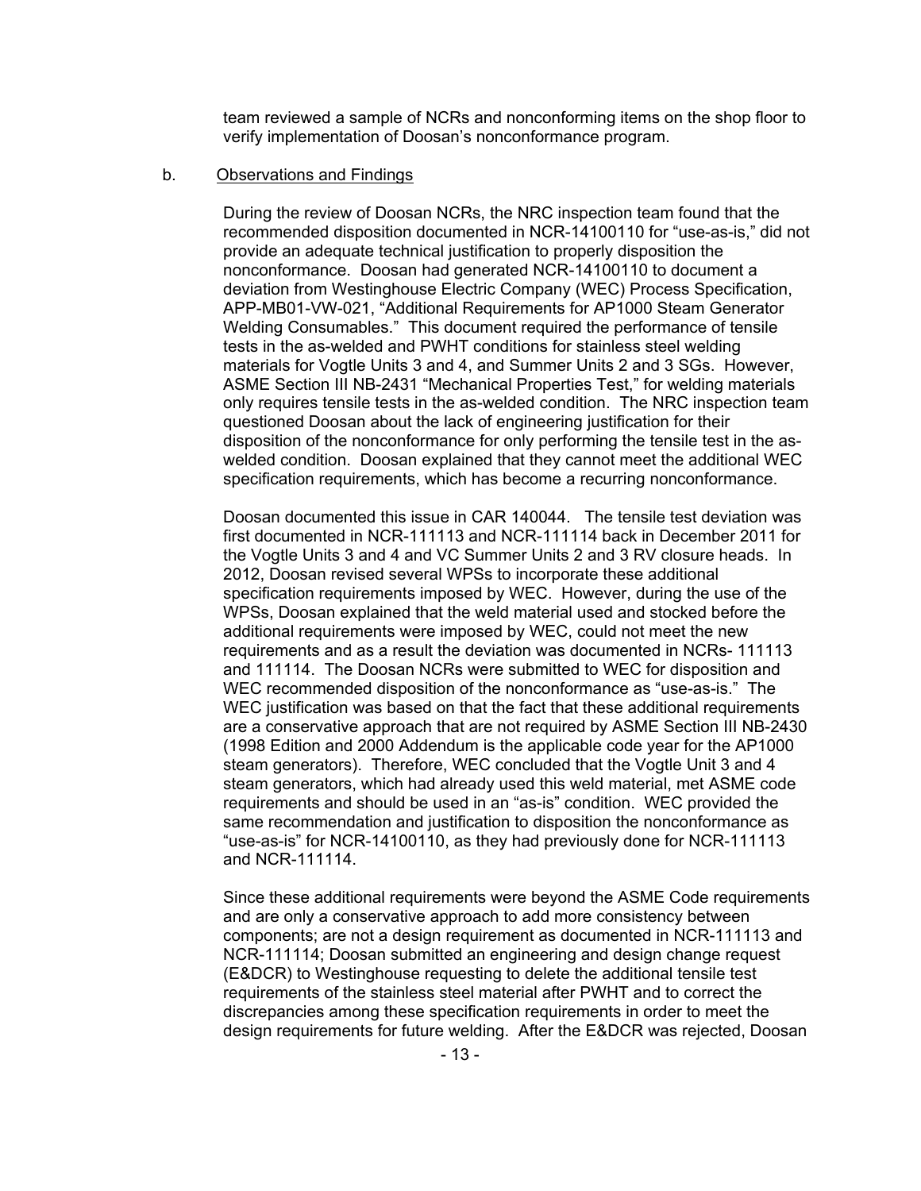team reviewed a sample of NCRs and nonconforming items on the shop floor to verify implementation of Doosan's nonconformance program.

b. Observations and Findings

During the review of Doosan NCRs, the NRC inspection team found that the recommended disposition documented in NCR-14100110 for "use-as-is," did not provide an adequate technical justification to properly disposition the nonconformance. Doosan had generated NCR-14100110 to document a deviation from Westinghouse Electric Company (WEC) Process Specification, APP-MB01-VW-021, "Additional Requirements for AP1000 Steam Generator Welding Consumables." This document required the performance of tensile tests in the as-welded and PWHT conditions for stainless steel welding materials for Vogtle Units 3 and 4, and Summer Units 2 and 3 SGs. However, ASME Section III NB-2431 "Mechanical Properties Test," for welding materials only requires tensile tests in the as-welded condition. The NRC inspection team questioned Doosan about the lack of engineering justification for their disposition of the nonconformance for only performing the tensile test in the as-welded condition. Doosan explained that they cannot meet the additional WEC specification requirements, which has become a recurring nonconformance.

Doosan documented this issue in CAR 140044. The tensile test deviation was first documented in NCR-111113 and NCR-111114 back in December 2011 for the Vogtle Units 3 and 4 and VC Summer Units 2 and 3 RV closure heads. In 2012, Doosan revised several WPSs to incorporate these additional specification requirements imposed by WEC. However, during the use of the WPSs, Doosan explained that the weld material used and stocked before the additional requirements were imposed by WEC, could not meet the new requirements and as a result the deviation was documented in NCRs- 111113 and 111114. The Doosan NCRs were submitted to WEC for disposition and WEC recommended disposition of the nonconformance as "use-as-is." The WEC justification was based on that the fact that these additional requirements are a conservative approach that are not required by ASME Section III NB-2430 (1998 Edition and 2000 Addendum is the applicable code year for the AP1000 steam generators). Therefore, WEC concluded that the Vogtle Unit 3 and 4 steam generators, which had already used this weld material, met ASME code requirements and should be used in an "as-is" condition. WEC provided the same recommendation and justification to disposition the nonconformance as "use-as-is" for NCR-14100110, as they had previously done for NCR-111113 and NCR-111114.

Since these additional requirements were beyond the ASME Code requirements and are only a conservative approach to add more consistency between components; are not a design requirement as documented in NCR-111113 and NCR-111114; Doosan submitted an engineering and design change request (E&DCR) to Westinghouse requesting to delete the additional tensile test requirements of the stainless steel material after PWHT and to correct the discrepancies among these specification requirements in order to meet the design requirements for future welding. After the E&DCR was rejected, Doosan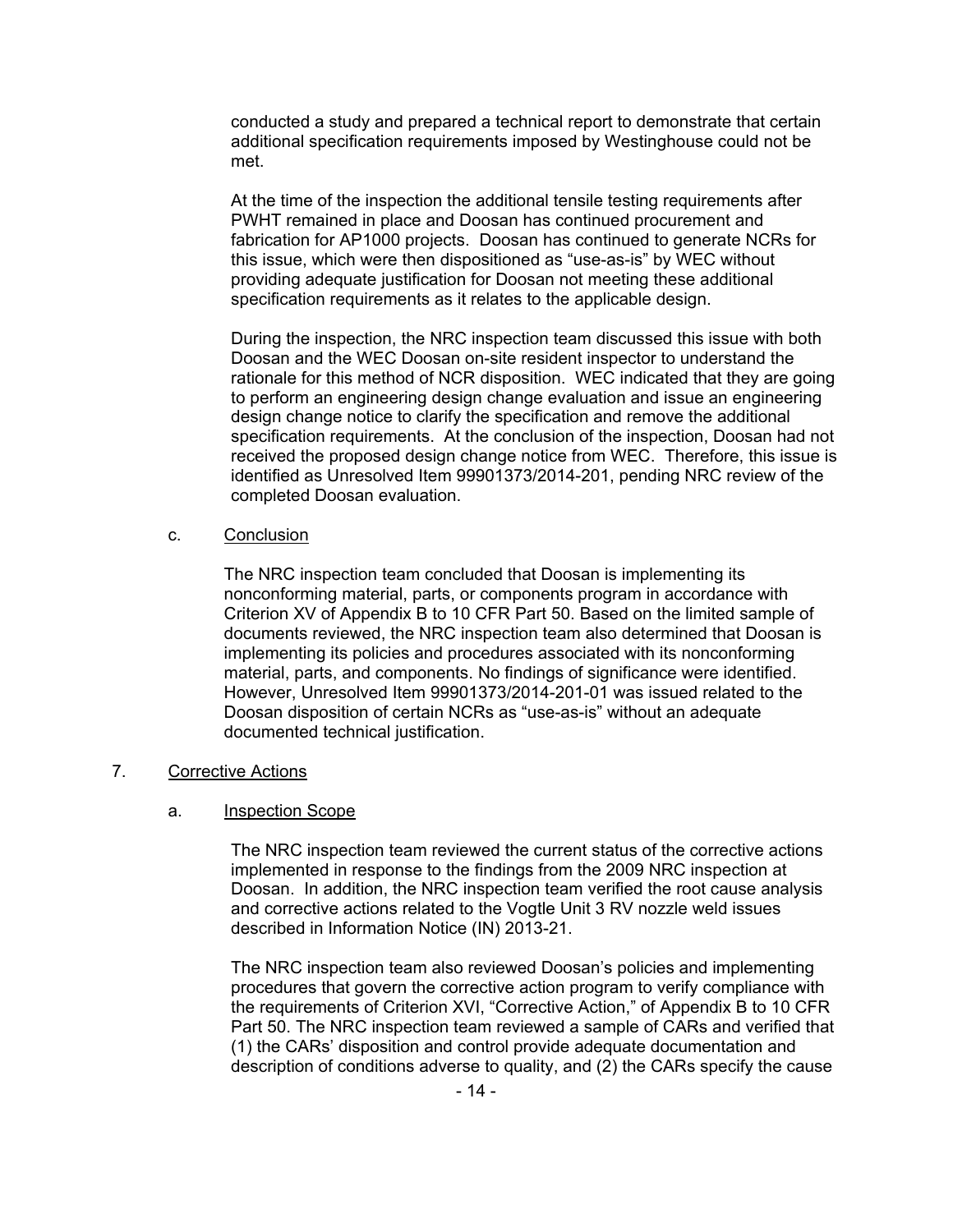conducted a study and prepared a technical report to demonstrate that certain additional specification requirements imposed by Westinghouse could not be met.

At the time of the inspection the additional tensile testing requirements after PWHT remained in place and Doosan has continued procurement and fabrication for AP1000 projects. Doosan has continued to generate NCRs for this issue, which were then dispositioned as "use-as-is" by WEC without providing adequate justification for Doosan not meeting these additional specification requirements as it relates to the applicable design.

During the inspection, the NRC inspection team discussed this issue with both Doosan and the WEC Doosan on-site resident inspector to understand the rationale for this method of NCR disposition. WEC indicated that they are going to perform an engineering design change evaluation and issue an engineering design change notice to clarify the specification and remove the additional specification requirements. At the conclusion of the inspection, Doosan had not received the proposed design change notice from WEC. Therefore, this issue is identified as Unresolved Item 99901373/2014-201, pending NRC review of the completed Doosan evaluation.

c. Conclusion

The NRC inspection team concluded that Doosan is implementing its nonconforming material, parts, or components program in accordance with Criterion XV of Appendix B to 10 CFR Part 50. Based on the limited sample of documents reviewed, the NRC inspection team also determined that Doosan is implementing its policies and procedures associated with its nonconforming material, parts, and components. No findings of significance were identified. However, Unresolved Item 99901373/2014-201-01 was issued related to the Doosan disposition of certain NCRs as "use-as-is" without an adequate documented technical justification.

## 7. Corrective Actions

a. Inspection Scope

The NRC inspection team reviewed the current status of the corrective actions implemented in response to the findings from the 2009 NRC inspection at Doosan. In addition, the NRC inspection team verified the root cause analysis and corrective actions related to the Vogtle Unit 3 RV nozzle weld issues described in Information Notice (IN) 2013-21.

The NRC inspection team also reviewed Doosan's policies and implementing procedures that govern the corrective action program to verify compliance with the requirements of Criterion XVI, "Corrective Action," of Appendix B to 10 CFR Part 50. The NRC inspection team reviewed a sample of CARs and verified that (1) the CARs' disposition and control provide adequate documentation and description of conditions adverse to quality, and (2) the CARs specify the cause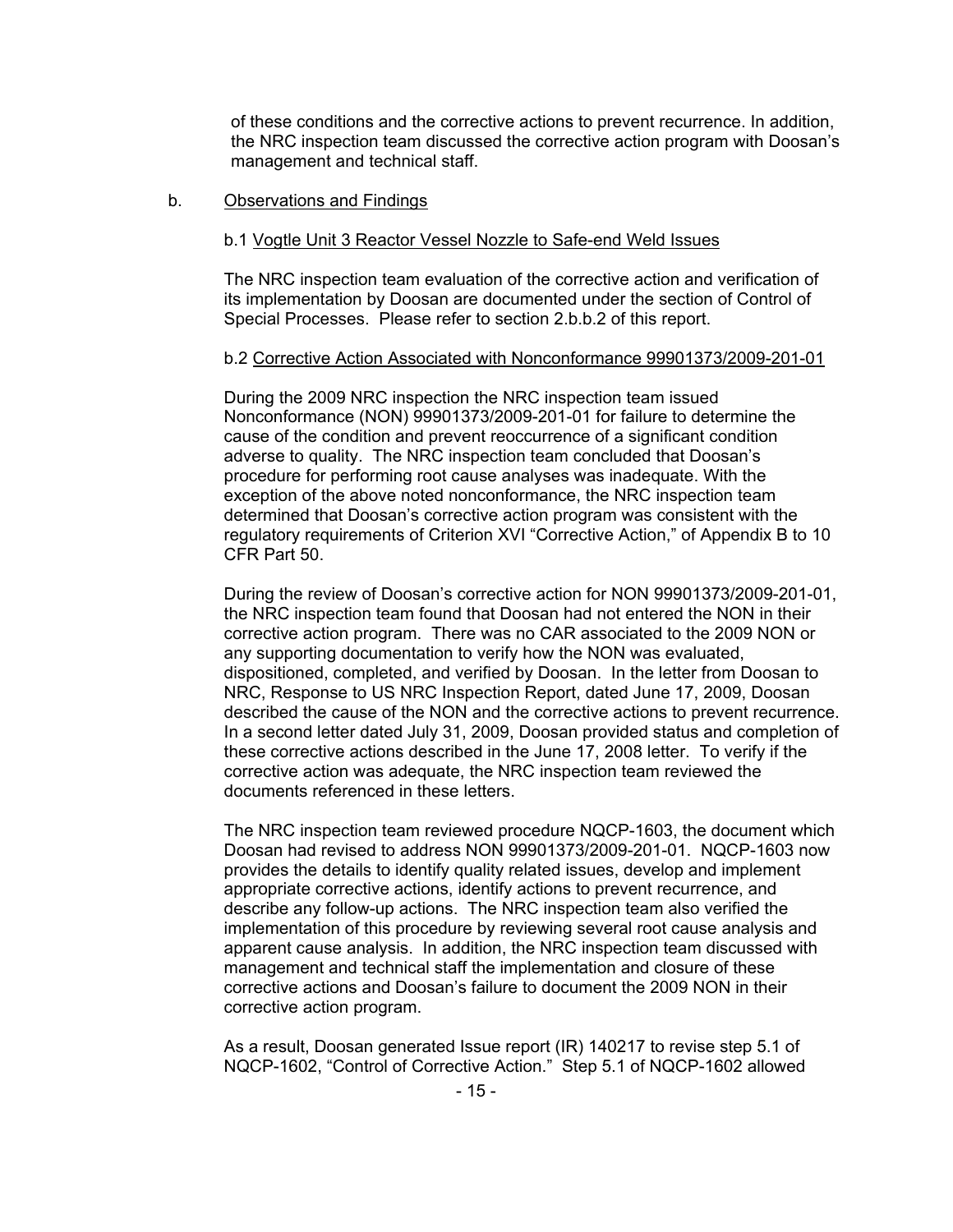of these conditions and the corrective actions to prevent recurrence. In addition, the NRC inspection team discussed the corrective action program with Doosan's management and technical staff.

b. Observations and Findings

b.1 Vogtle Unit 3 Reactor Vessel Nozzle to Safe-end Weld Issues

The NRC inspection team evaluation of the corrective action and verification of its implementation by Doosan are documented under the section of Control of Special Processes. Please refer to section 2.b.b.2 of this report.

b.2 Corrective Action Associated with Nonconformance 99901373/2009-201-01

During the 2009 NRC inspection the NRC inspection team issued Nonconformance (NON) 99901373/2009-201-01 for failure to determine the cause of the condition and prevent reoccurrence of a significant condition adverse to quality. The NRC inspection team concluded that Doosan's procedure for performing root cause analyses was inadequate. With the exception of the above noted nonconformance, the NRC inspection team determined that Doosan's corrective action program was consistent with the regulatory requirements of Criterion XVI "Corrective Action," of Appendix B to 10 CFR Part 50.

During the review of Doosan's corrective action for NON 99901373/2009-201-01, the NRC inspection team found that Doosan had not entered the NON in their corrective action program. There was no CAR associated to the 2009 NON or any supporting documentation to verify how the NON was evaluated, dispositioned, completed, and verified by Doosan. In the letter from Doosan to NRC, Response to US NRC Inspection Report, dated June 17, 2009, Doosan described the cause of the NON and the corrective actions to prevent recurrence. In a second letter dated July 31, 2009, Doosan provided status and completion of these corrective actions described in the June 17, 2008 letter. To verify if the corrective action was adequate, the NRC inspection team reviewed the documents referenced in these letters.

The NRC inspection team reviewed procedure NQCP-1603, the document which Doosan had revised to address NON 99901373/2009-201-01. NQCP-1603 now provides the details to identify quality related issues, develop and implement appropriate corrective actions, identify actions to prevent recurrence, and describe any follow-up actions. The NRC inspection team also verified the implementation of this procedure by reviewing several root cause analysis and apparent cause analysis. In addition, the NRC inspection team discussed with management and technical staff the implementation and closure of these corrective actions and Doosan's failure to document the 2009 NON in their corrective action program.

As a result, Doosan generated Issue report (IR) 140217 to revise step 5.1 of NQCP-1602, "Control of Corrective Action." Step 5.1 of NQCP-1602 allowed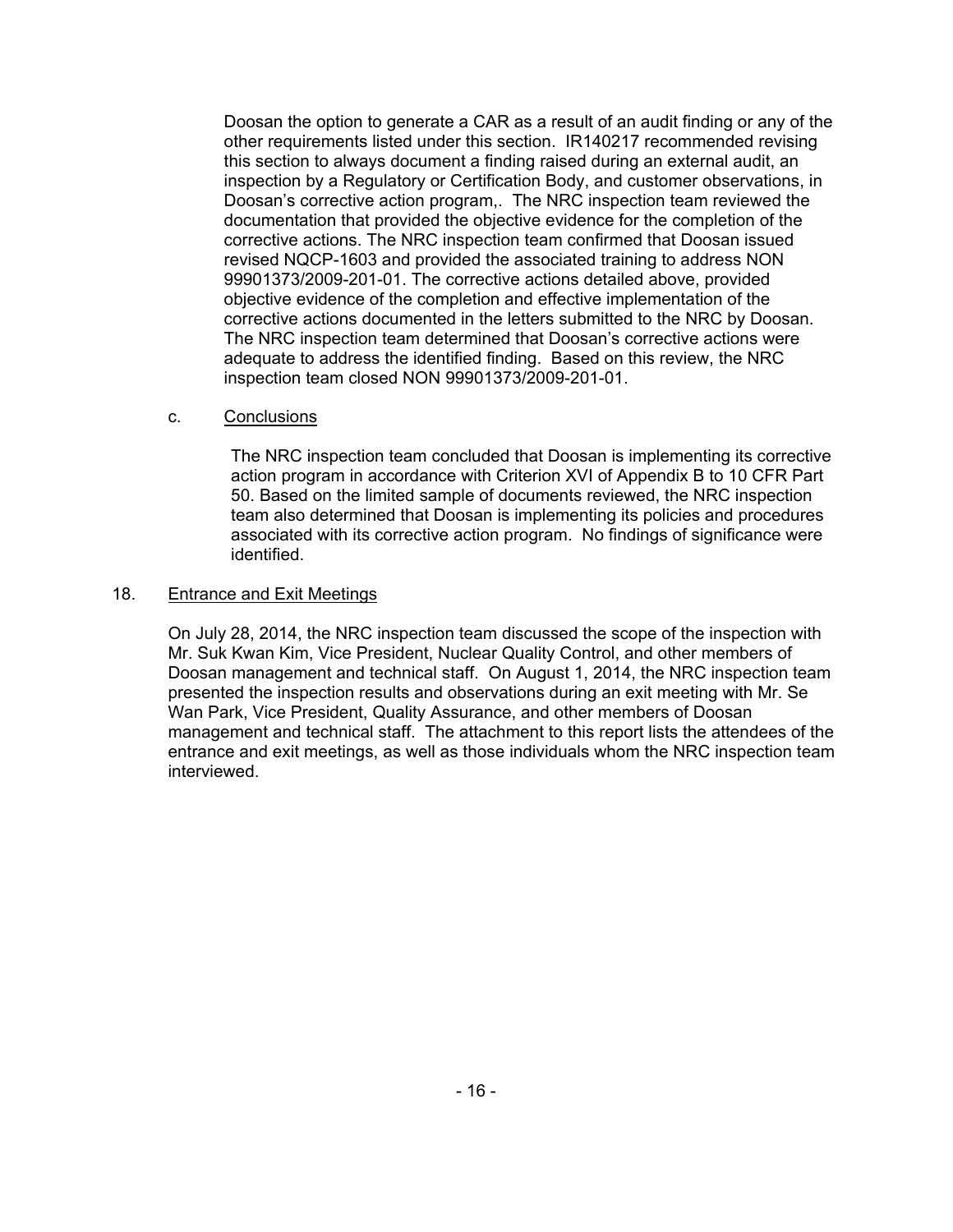Doosan the option to generate a CAR as a result of an audit finding or any of the other requirements listed under this section. IR140217 recommended revising this section to always document a finding raised during an external audit, an inspection by a Regulatory or Certification Body, and customer observations, in Doosan's corrective action program,. The NRC inspection team reviewed the documentation that provided the objective evidence for the completion of the corrective actions. The NRC inspection team confirmed that Doosan issued revised NQCP-1603 and provided the associated training to address NON 99901373/2009-201-01. The corrective actions detailed above, provided objective evidence of the completion and effective implementation of the corrective actions documented in the letters submitted to the NRC by Doosan. The NRC inspection team determined that Doosan's corrective actions were adequate to address the identified finding. Based on this review, the NRC inspection team closed NON 99901373/2009-201-01.

c. Conclusions

The NRC inspection team concluded that Doosan is implementing its corrective action program in accordance with Criterion XVI of Appendix B to 10 CFR Part 50. Based on the limited sample of documents reviewed, the NRC inspection team also determined that Doosan is implementing its policies and procedures associated with its corrective action program. No findings of significance were identified.

## 18. Entrance and Exit Meetings

On July 28, 2014, the NRC inspection team discussed the scope of the inspection with Mr. Suk Kwan Kim, Vice President, Nuclear Quality Control, and other members of Doosan management and technical staff. On August 1, 2014, the NRC inspection team presented the inspection results and observations during an exit meeting with Mr. Se Wan Park, Vice President, Quality Assurance, and other members of Doosan management and technical staff. The attachment to this report lists the attendees of the entrance and exit meetings, as well as those individuals whom the NRC inspection team interviewed.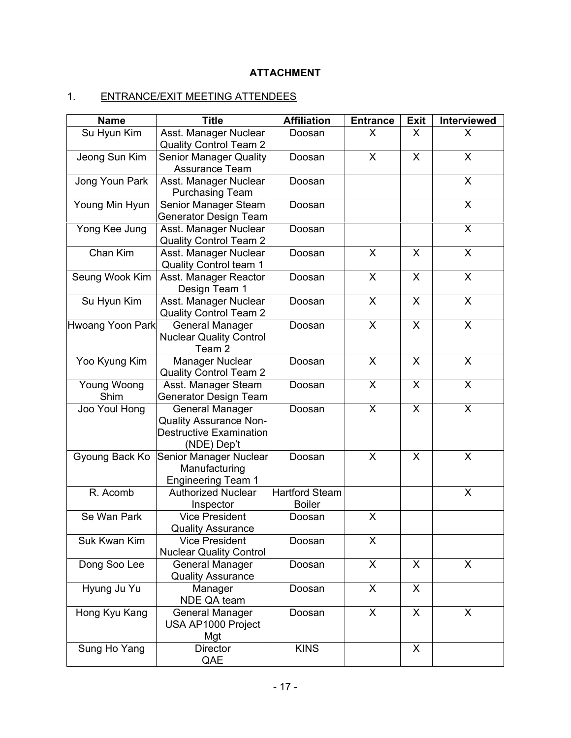**ATTACHMENT**

1. ENTRANCE/EXIT MEETING ATTENDEES

| Name | Title | Affiliation | Entrance | Exit | Interviewed |
|---|---|---|---|---|---|
| Su Hyun Kim | Asst. Manager Nuclear Quality Control Team 2 | Doosan | X | X | X |
| Jeong Sun Kim | Senior Manager Quality Assurance Team | Doosan | X | X | X |
| Jong Youn Park | Asst. Manager Nuclear Purchasing Team | Doosan | | | X |
| Young Min Hyun | Senior Manager Steam Generator Design Team | Doosan | | | X |
| Yong Kee Jung | Asst. Manager Nuclear Quality Control Team 2 | Doosan | | | X |
| Chan Kim | Asst. Manager Nuclear Quality Control team 1 | Doosan | X | X | X |
| Seung Wook Kim | Asst. Manager Reactor Design Team 1 | Doosan | X | X | X |
| Su Hyun Kim | Asst. Manager Nuclear Quality Control Team 2 | Doosan | X | X | X |
| Hwoang Yoon Park | General Manager Nuclear Quality Control Team 2 | Doosan | X | X | X |
| Yoo Kyung Kim | Manager Nuclear Quality Control Team 2 | Doosan | X | X | X |
| Young Woong Shim | Asst. Manager Steam Generator Design Team | Doosan | X | X | X |
| Joo Youl Hong | General Manager Quality Assurance Non-Destructive Examination (NDE) Dep't | Doosan | X | X | X |
| Gyoung Back Ko | Senior Manager Nuclear Manufacturing Engineering Team 1 | Doosan | X | X | X |
| R. Acomb | Authorized Nuclear Inspector | Hartford Steam Boiler | | | X |
| Se Wan Park | Vice President Quality Assurance | Doosan | X | | |
| Suk Kwan Kim | Vice President Nuclear Quality Control | Doosan | X | | |
| Dong Soo Lee | General Manager Quality Assurance | Doosan | X | X | X |
| Hyung Ju Yu | Manager NDE QA team | Doosan | X | X | |
| Hong Kyu Kang | General Manager USA AP1000 Project Mgt | Doosan | X | X | X |
| Sung Ho Yang | Director QAE | KINS | | X | |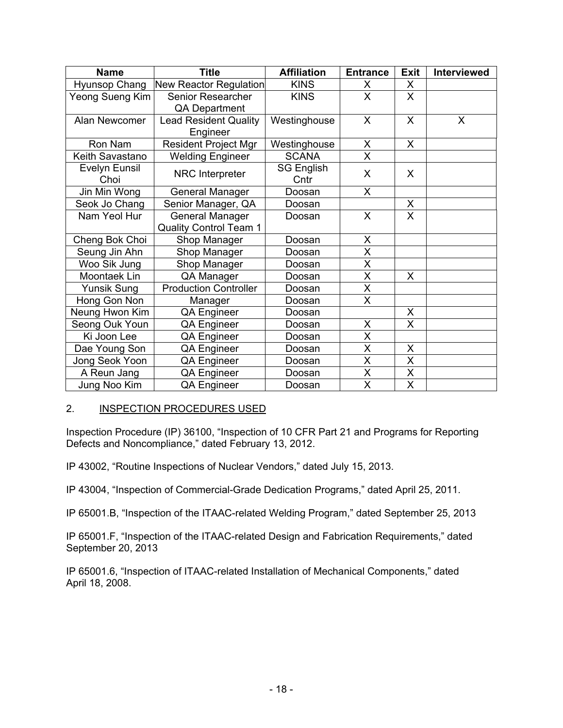| Name | Title | Affiliation | Entrance | Exit | Interviewed |
|---|---|---|---|---|---|
| Hyunsop Chang | New Reactor Regulation | KINS | X | X | |
| Yeong Sueng Kim | Senior Researcher QA Department | KINS | X | X | |
| Alan Newcomer | Lead Resident Quality Engineer | Westinghouse | X | X | X |
| Ron Nam | Resident Project Mgr | Westinghouse | X | X | |
| Keith Savastano | Welding Engineer | SCANA | X | | |
| Evelyn Eunsil Choi | NRC Interpreter | SG English Cntr | X | X | |
| Jin Min Wong | General Manager | Doosan | X | | |
| Seok Jo Chang | Senior Manager, QA | Doosan | | X | |
| Nam Yeol Hur | General Manager Quality Control Team 1 | Doosan | X | X | |
| Cheng Bok Choi | Shop Manager | Doosan | X | | |
| Seung Jin Ahn | Shop Manager | Doosan | X | | |
| Woo Sik Jung | Shop Manager | Doosan | X | | |
| Moontaek Lin | QA Manager | Doosan | X | X | |
| Yunsik Sung | Production Controller | Doosan | X | | |
| Hong Gon Non | Manager | Doosan | X | | |
| Neung Hwon Kim | QA Engineer | Doosan | | X | |
| Seong Ouk Youn | QA Engineer | Doosan | X | X | |
| Ki Joon Lee | QA Engineer | Doosan | X | | |
| Dae Young Son | QA Engineer | Doosan | X | X | |
| Jong Seok Yoon | QA Engineer | Doosan | X | X | |
| A Reun Jang | QA Engineer | Doosan | X | X | |
| Jung Noo Kim | QA Engineer | Doosan | X | X | |

## 2. INSPECTION PROCEDURES USED

Inspection Procedure (IP) 36100, "Inspection of 10 CFR Part 21 and Programs for Reporting Defects and Noncompliance," dated February 13, 2012.

IP 43002, "Routine Inspections of Nuclear Vendors," dated July 15, 2013.

IP 43004, "Inspection of Commercial-Grade Dedication Programs," dated April 25, 2011.

IP 65001.B, "Inspection of the ITAAC-related Welding Program," dated September 25, 2013

IP 65001.F, "Inspection of the ITAAC-related Design and Fabrication Requirements," dated September 20, 2013

IP 65001.6, "Inspection of ITAAC-related Installation of Mechanical Components," dated April 18, 2008.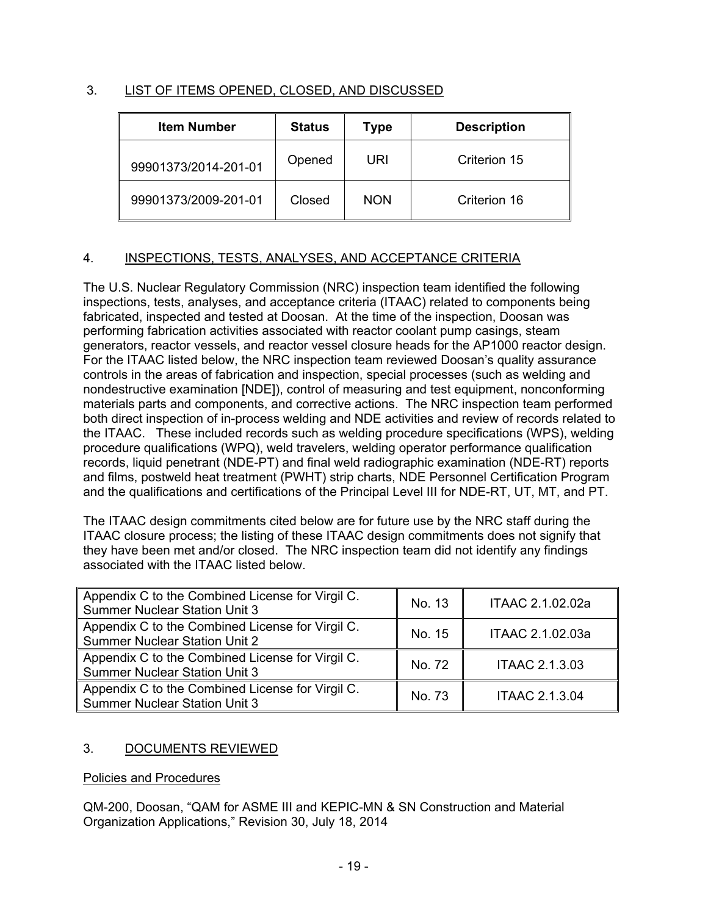## 3. LIST OF ITEMS OPENED, CLOSED, AND DISCUSSED

| Item Number | Status | Type | Description |
| --- | --- | --- | --- |
| 99901373/2014-201-01 | Opened | URI | Criterion 15 |
| 99901373/2009-201-01 | Closed | NON | Criterion 16 |

## 4. INSPECTIONS, TESTS, ANALYSES, AND ACCEPTANCE CRITERIA

The U.S. Nuclear Regulatory Commission (NRC) inspection team identified the following inspections, tests, analyses, and acceptance criteria (ITAAC) related to components being fabricated, inspected and tested at Doosan. At the time of the inspection, Doosan was performing fabrication activities associated with reactor coolant pump casings, steam generators, reactor vessels, and reactor vessel closure heads for the AP1000 reactor design. For the ITAAC listed below, the NRC inspection team reviewed Doosan's quality assurance controls in the areas of fabrication and inspection, special processes (such as welding and nondestructive examination [NDE]), control of measuring and test equipment, nonconforming materials parts and components, and corrective actions. The NRC inspection team performed both direct inspection of in-process welding and NDE activities and review of records related to the ITAAC. These included records such as welding procedure specifications (WPS), welding procedure qualifications (WPQ), weld travelers, welding operator performance qualification records, liquid penetrant (NDE-PT) and final weld radiographic examination (NDE-RT) reports and films, postweld heat treatment (PWHT) strip charts, NDE Personnel Certification Program and the qualifications and certifications of the Principal Level III for NDE-RT, UT, MT, and PT.

The ITAAC design commitments cited below are for future use by the NRC staff during the ITAAC closure process; the listing of these ITAAC design commitments does not signify that they have been met and/or closed. The NRC inspection team did not identify any findings associated with the ITAAC listed below.

| | | |
| --- | --- | --- |
| Appendix C to the Combined License for Virgil C. Summer Nuclear Station Unit 3 | No. 13 | ITAAC 2.1.02.02a |
| Appendix C to the Combined License for Virgil C. Summer Nuclear Station Unit 2 | No. 15 | ITAAC 2.1.02.03a |
| Appendix C to the Combined License for Virgil C. Summer Nuclear Station Unit 3 | No. 72 | ITAAC 2.1.3.03 |
| Appendix C to the Combined License for Virgil C. Summer Nuclear Station Unit 3 | No. 73 | ITAAC 2.1.3.04 |

## 3. DOCUMENTS REVIEWED

Policies and Procedures

QM-200, Doosan, "QAM for ASME III and KEPIC-MN & SN Construction and Material Organization Applications," Revision 30, July 18, 2014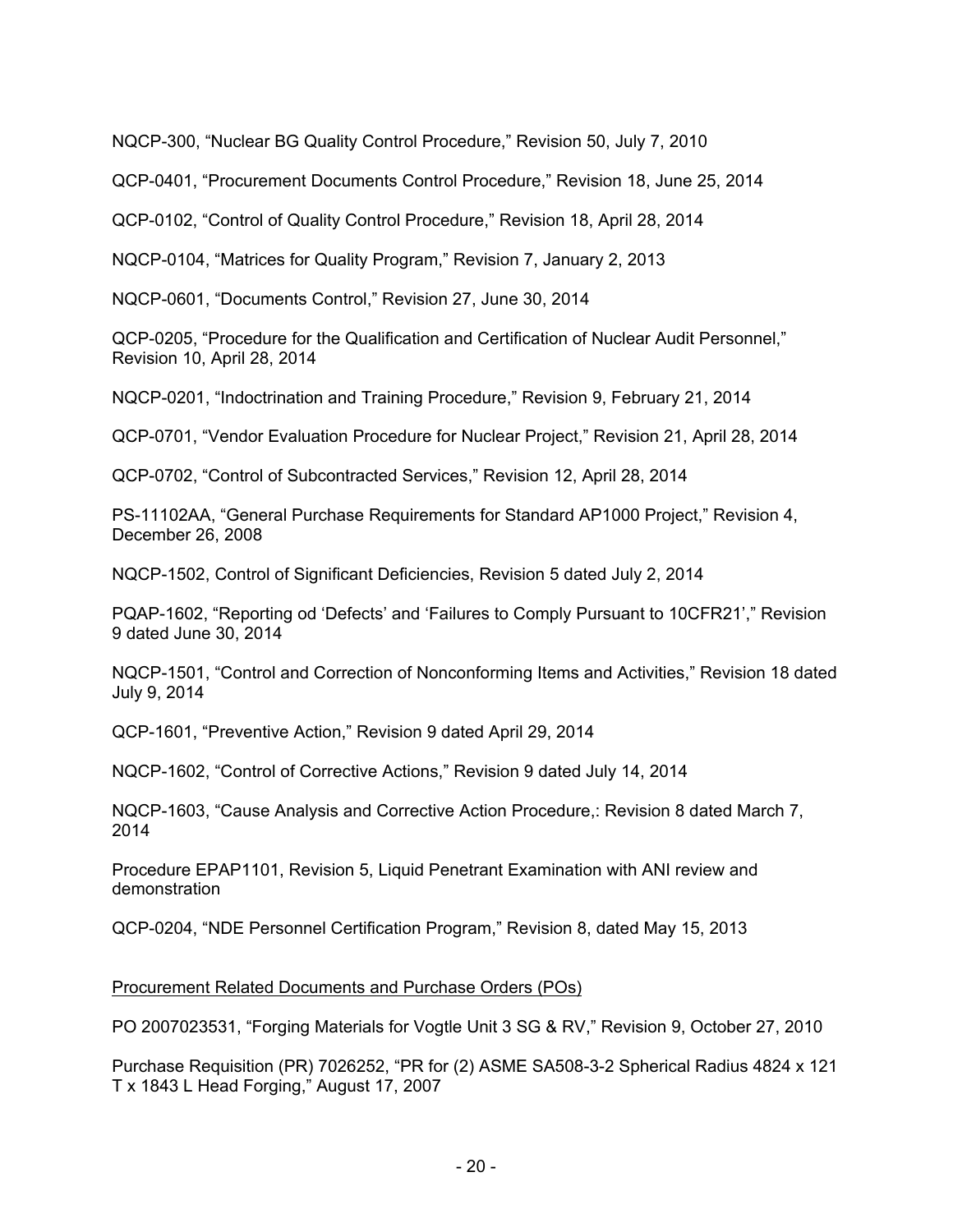NQCP-300, "Nuclear BG Quality Control Procedure," Revision 50, July 7, 2010

QCP-0401, "Procurement Documents Control Procedure," Revision 18, June 25, 2014

QCP-0102, "Control of Quality Control Procedure," Revision 18, April 28, 2014

NQCP-0104, "Matrices for Quality Program," Revision 7, January 2, 2013

NQCP-0601, "Documents Control," Revision 27, June 30, 2014

QCP-0205, "Procedure for the Qualification and Certification of Nuclear Audit Personnel," Revision 10, April 28, 2014

NQCP-0201, "Indoctrination and Training Procedure," Revision 9, February 21, 2014

QCP-0701, "Vendor Evaluation Procedure for Nuclear Project," Revision 21, April 28, 2014

QCP-0702, "Control of Subcontracted Services," Revision 12, April 28, 2014

PS-11102AA, "General Purchase Requirements for Standard AP1000 Project," Revision 4, December 26, 2008

NQCP-1502, Control of Significant Deficiencies, Revision 5 dated July 2, 2014

PQAP-1602, "Reporting od 'Defects' and 'Failures to Comply Pursuant to 10CFR21'," Revision 9 dated June 30, 2014

NQCP-1501, "Control and Correction of Nonconforming Items and Activities," Revision 18 dated July 9, 2014

QCP-1601, "Preventive Action," Revision 9 dated April 29, 2014

NQCP-1602, "Control of Corrective Actions," Revision 9 dated July 14, 2014

NQCP-1603, "Cause Analysis and Corrective Action Procedure,: Revision 8 dated March 7, 2014

Procedure EPAP1101, Revision 5, Liquid Penetrant Examination with ANI review and demonstration

QCP-0204, "NDE Personnel Certification Program," Revision 8, dated May 15, 2013

<u>Procurement Related Documents and Purchase Orders (POs)</u>

PO 2007023531, "Forging Materials for Vogtle Unit 3 SG & RV," Revision 9, October 27, 2010

Purchase Requisition (PR) 7026252, "PR for (2) ASME SA508-3-2 Spherical Radius 4824 x 121 T x 1843 L Head Forging," August 17, 2007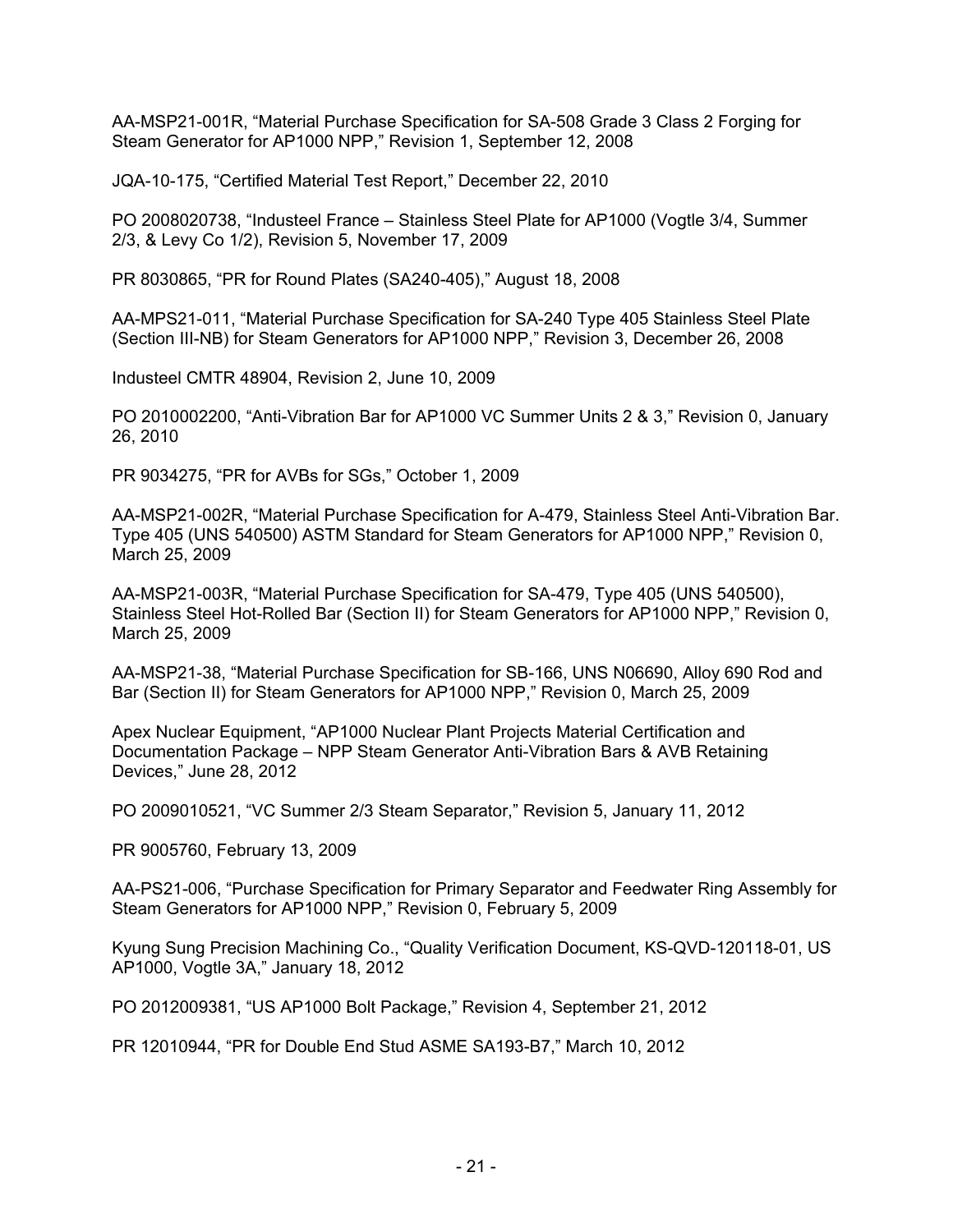AA-MSP21-001R, “Material Purchase Specification for SA-508 Grade 3 Class 2 Forging for Steam Generator for AP1000 NPP,” Revision 1, September 12, 2008

JQA-10-175, “Certified Material Test Report,” December 22, 2010

PO 2008020738, “Industeel France – Stainless Steel Plate for AP1000 (Vogtle 3/4, Summer 2/3, & Levy Co 1/2), Revision 5, November 17, 2009

PR 8030865, “PR for Round Plates (SA240-405),” August 18, 2008

AA-MPS21-011, “Material Purchase Specification for SA-240 Type 405 Stainless Steel Plate (Section III-NB) for Steam Generators for AP1000 NPP,” Revision 3, December 26, 2008

Industeel CMTR 48904, Revision 2, June 10, 2009

PO 2010002200, “Anti-Vibration Bar for AP1000 VC Summer Units 2 & 3,” Revision 0, January 26, 2010

PR 9034275, “PR for AVBs for SGs,” October 1, 2009

AA-MSP21-002R, “Material Purchase Specification for A-479, Stainless Steel Anti-Vibration Bar. Type 405 (UNS 540500) ASTM Standard for Steam Generators for AP1000 NPP,” Revision 0, March 25, 2009

AA-MSP21-003R, “Material Purchase Specification for SA-479, Type 405 (UNS 540500), Stainless Steel Hot-Rolled Bar (Section II) for Steam Generators for AP1000 NPP,” Revision 0, March 25, 2009

AA-MSP21-38, “Material Purchase Specification for SB-166, UNS N06690, Alloy 690 Rod and Bar (Section II) for Steam Generators for AP1000 NPP,” Revision 0, March 25, 2009

Apex Nuclear Equipment, “AP1000 Nuclear Plant Projects Material Certification and Documentation Package – NPP Steam Generator Anti-Vibration Bars & AVB Retaining Devices,” June 28, 2012

PO 2009010521, “VC Summer 2/3 Steam Separator,” Revision 5, January 11, 2012

PR 9005760, February 13, 2009

AA-PS21-006, “Purchase Specification for Primary Separator and Feedwater Ring Assembly for Steam Generators for AP1000 NPP,” Revision 0, February 5, 2009

Kyung Sung Precision Machining Co., “Quality Verification Document, KS-QVD-120118-01, US AP1000, Vogtle 3A,” January 18, 2012

PO 2012009381, “US AP1000 Bolt Package,” Revision 4, September 21, 2012

PR 12010944, “PR for Double End Stud ASME SA193-B7,” March 10, 2012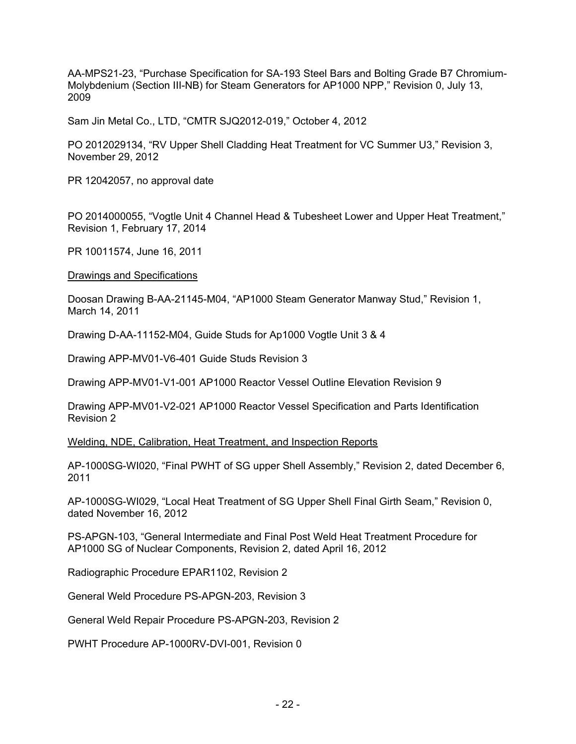AA-MPS21-23, “Purchase Specification for SA-193 Steel Bars and Bolting Grade B7 Chromium-Molybdenum (Section III-NB) for Steam Generators for AP1000 NPP,” Revision 0, July 13, 2009

Sam Jin Metal Co., LTD, “CMTR SJQ2012-019,” October 4, 2012

PO 2012029134, “RV Upper Shell Cladding Heat Treatment for VC Summer U3,” Revision 3, November 29, 2012

PR 12042057, no approval date

PO 2014000055, “Vogtle Unit 4 Channel Head & Tubesheet Lower and Upper Heat Treatment,” Revision 1, February 17, 2014

PR 10011574, June 16, 2011

Drawings and Specifications

Doosan Drawing B-AA-21145-M04, “AP1000 Steam Generator Manway Stud,” Revision 1, March 14, 2011

Drawing D-AA-11152-M04, Guide Studs for Ap1000 Vogtle Unit 3 & 4

Drawing APP-MV01-V6-401 Guide Studs Revision 3

Drawing APP-MV01-V1-001 AP1000 Reactor Vessel Outline Elevation Revision 9

Drawing APP-MV01-V2-021 AP1000 Reactor Vessel Specification and Parts Identification Revision 2

Welding, NDE, Calibration, Heat Treatment, and Inspection Reports

AP-1000SG-WI020, “Final PWHT of SG upper Shell Assembly,” Revision 2, dated December 6, 2011

AP-1000SG-WI029, “Local Heat Treatment of SG Upper Shell Final Girth Seam,” Revision 0, dated November 16, 2012

PS-APGN-103, “General Intermediate and Final Post Weld Heat Treatment Procedure for AP1000 SG of Nuclear Components, Revision 2, dated April 16, 2012

Radiographic Procedure EPAR1102, Revision 2

General Weld Procedure PS-APGN-203, Revision 3

General Weld Repair Procedure PS-APGN-203, Revision 2

PWHT Procedure AP-1000RV-DVI-001, Revision 0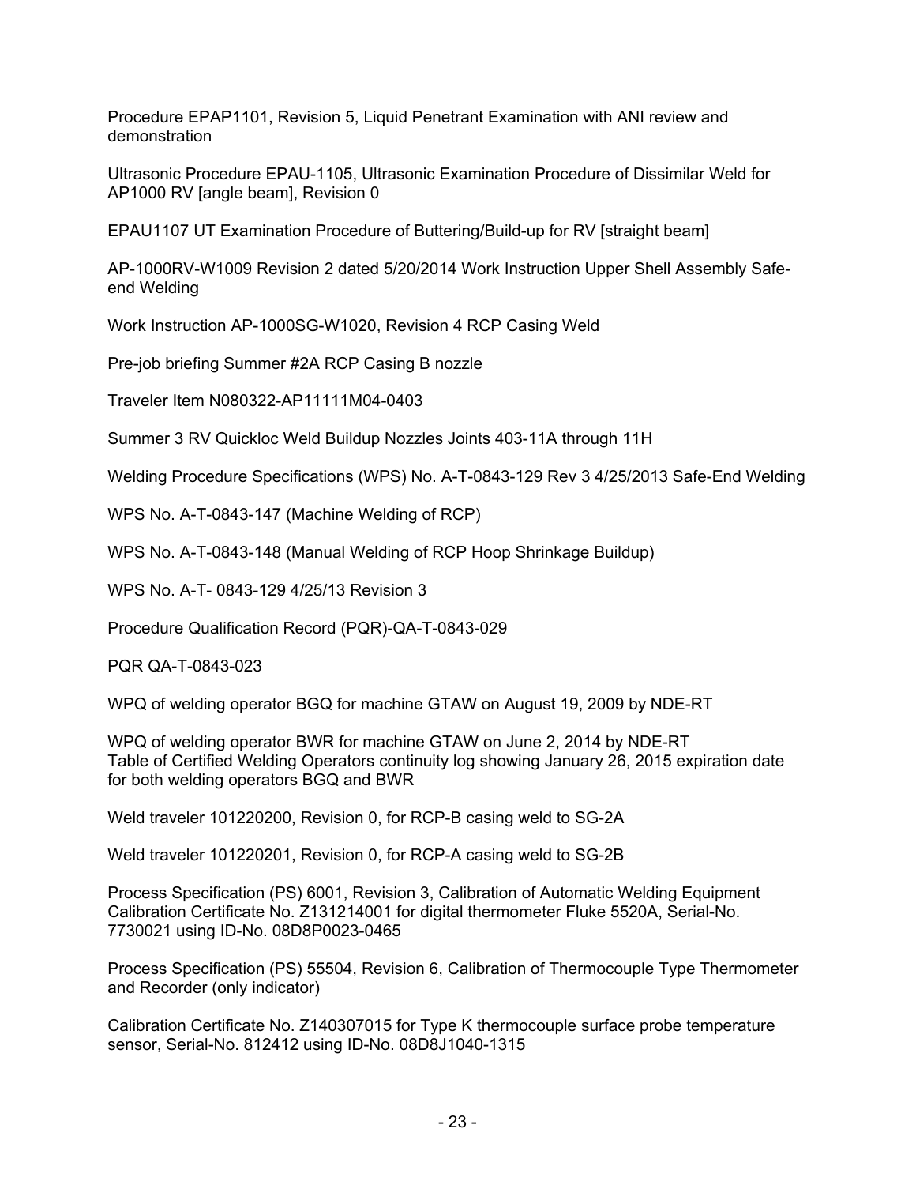Procedure EPAP1101, Revision 5, Liquid Penetrant Examination with ANI review and demonstration

Ultrasonic Procedure EPAU-1105, Ultrasonic Examination Procedure of Dissimilar Weld for AP1000 RV [angle beam], Revision 0

EPAU1107 UT Examination Procedure of Buttering/Build-up for RV [straight beam]

AP-1000RV-W1009 Revision 2 dated 5/20/2014 Work Instruction Upper Shell Assembly Safe-end Welding

Work Instruction AP-1000SG-W1020, Revision 4 RCP Casing Weld

Pre-job briefing Summer #2A RCP Casing B nozzle

Traveler Item N080322-AP11111M04-0403

Summer 3 RV Quickloc Weld Buildup Nozzles Joints 403-11A through 11H

Welding Procedure Specifications (WPS) No. A-T-0843-129 Rev 3 4/25/2013 Safe-End Welding

WPS No. A-T-0843-147 (Machine Welding of RCP)

WPS No. A-T-0843-148 (Manual Welding of RCP Hoop Shrinkage Buildup)

WPS No. A-T- 0843-129 4/25/13 Revision 3

Procedure Qualification Record (PQR)-QA-T-0843-029

PQR QA-T-0843-023

WPQ of welding operator BGQ for machine GTAW on August 19, 2009 by NDE-RT

WPQ of welding operator BWR for machine GTAW on June 2, 2014 by NDE-RT
Table of Certified Welding Operators continuity log showing January 26, 2015 expiration date for both welding operators BGQ and BWR

Weld traveler 101220200, Revision 0, for RCP-B casing weld to SG-2A

Weld traveler 101220201, Revision 0, for RCP-A casing weld to SG-2B

Process Specification (PS) 6001, Revision 3, Calibration of Automatic Welding Equipment Calibration Certificate No. Z131214001 for digital thermometer Fluke 5520A, Serial-No. 7730021 using ID-No. 08D8P0023-0465

Process Specification (PS) 55504, Revision 6, Calibration of Thermocouple Type Thermometer and Recorder (only indicator)

Calibration Certificate No. Z140307015 for Type K thermocouple surface probe temperature sensor, Serial-No. 812412 using ID-No. 08D8J1040-1315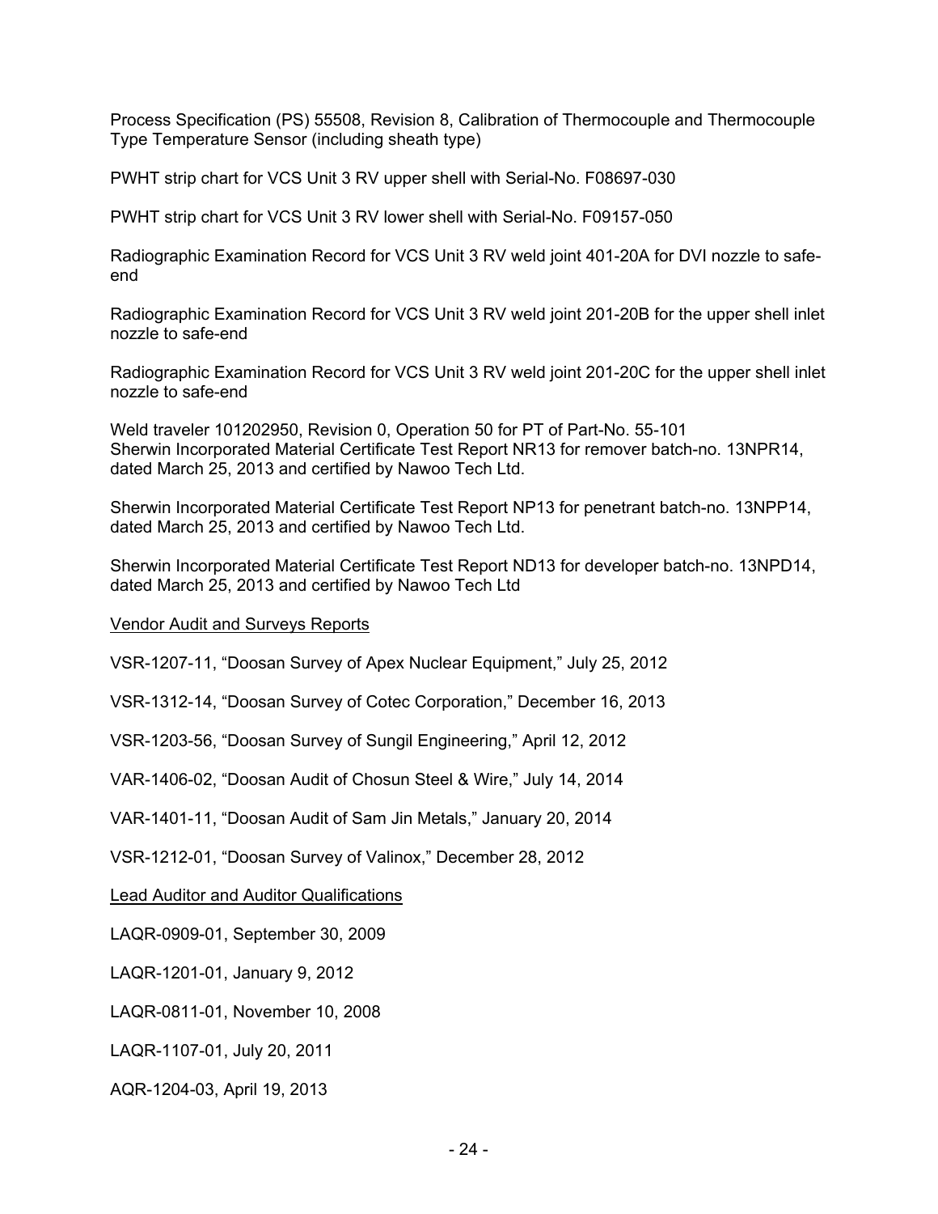Process Specification (PS) 55508, Revision 8, Calibration of Thermocouple and Thermocouple Type Temperature Sensor (including sheath type)

PWHT strip chart for VCS Unit 3 RV upper shell with Serial-No. F08697-030

PWHT strip chart for VCS Unit 3 RV lower shell with Serial-No. F09157-050

Radiographic Examination Record for VCS Unit 3 RV weld joint 401-20A for DVI nozzle to safe-end

Radiographic Examination Record for VCS Unit 3 RV weld joint 201-20B for the upper shell inlet nozzle to safe-end

Radiographic Examination Record for VCS Unit 3 RV weld joint 201-20C for the upper shell inlet nozzle to safe-end

Weld traveler 101202950, Revision 0, Operation 50 for PT of Part-No. 55-101
Sherwin Incorporated Material Certificate Test Report NR13 for remover batch-no. 13NPR14, dated March 25, 2013 and certified by Nawoo Tech Ltd.

Sherwin Incorporated Material Certificate Test Report NP13 for penetrant batch-no. 13NPP14, dated March 25, 2013 and certified by Nawoo Tech Ltd.

Sherwin Incorporated Material Certificate Test Report ND13 for developer batch-no. 13NPD14, dated March 25, 2013 and certified by Nawoo Tech Ltd

<u>Vendor Audit and Surveys Reports</u>

VSR-1207-11, "Doosan Survey of Apex Nuclear Equipment," July 25, 2012

VSR-1312-14, "Doosan Survey of Cotec Corporation," December 16, 2013

VSR-1203-56, "Doosan Survey of Sungil Engineering," April 12, 2012

VAR-1406-02, "Doosan Audit of Chosun Steel & Wire," July 14, 2014

VAR-1401-11, "Doosan Audit of Sam Jin Metals," January 20, 2014

VSR-1212-01, "Doosan Survey of Valinox," December 28, 2012

<u>Lead Auditor and Auditor Qualifications</u>

LAQR-0909-01, September 30, 2009

LAQR-1201-01, January 9, 2012

LAQR-0811-01, November 10, 2008

LAQR-1107-01, July 20, 2011

AQR-1204-03, April 19, 2013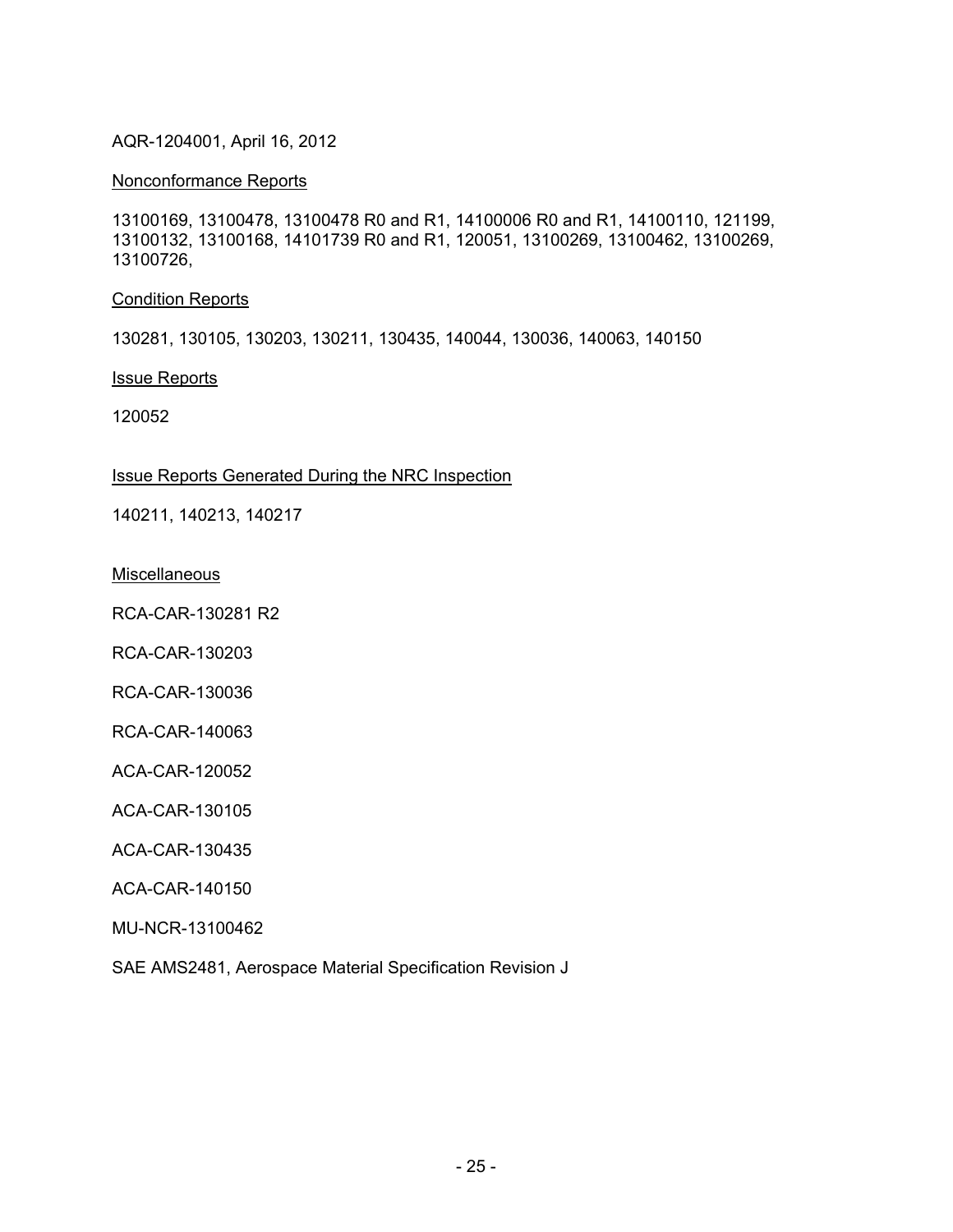AQR-1204001, April 16, 2012

Nonconformance Reports

13100169, 13100478, 13100478 R0 and R1, 14100006 R0 and R1, 14100110, 121199, 13100132, 13100168, 14101739 R0 and R1, 120051, 13100269, 13100462, 13100269, 13100726,

Condition Reports

130281, 130105, 130203, 130211, 130435, 140044, 130036, 140063, 140150

Issue Reports

120052

Issue Reports Generated During the NRC Inspection

140211, 140213, 140217

Miscellaneous

RCA-CAR-130281 R2

RCA-CAR-130203

RCA-CAR-130036

RCA-CAR-140063

ACA-CAR-120052

ACA-CAR-130105

ACA-CAR-130435

ACA-CAR-140150

MU-NCR-13100462

SAE AMS2481, Aerospace Material Specification Revision J